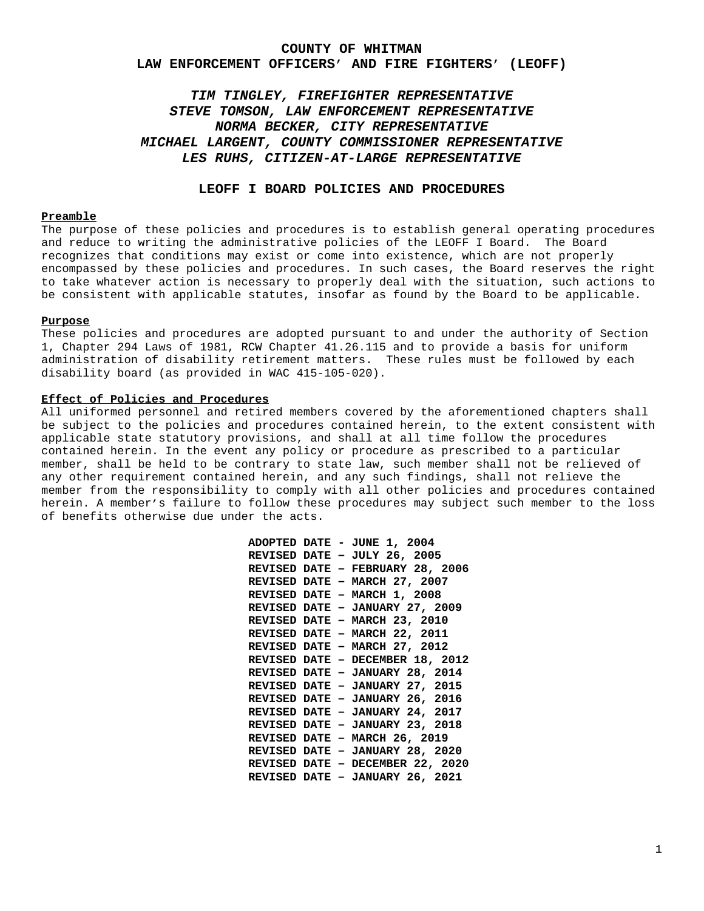# COUNTY OF WHITMAN
# LAW ENFORCEMENT OFFICERS′ AND FIRE FIGHTERS′ (LEOFF)

***TIM TINGLEY, FIREFIGHTER REPRESENTATIVE***
***STEVE TOMSON, LAW ENFORCEMENT REPRESENTATIVE***
***NORMA BECKER, CITY REPRESENTATIVE***
***MICHAEL LARGENT, COUNTY COMMISSIONER REPRESENTATIVE***
***LES RUHS, CITIZEN-AT-LARGE REPRESENTATIVE***

## LEOFF I BOARD POLICIES AND PROCEDURES

**Preamble**

The purpose of these policies and procedures is to establish general operating procedures and reduce to writing the administrative policies of the LEOFF I Board. The Board recognizes that conditions may exist or come into existence, which are not properly encompassed by these policies and procedures. In such cases, the Board reserves the right to take whatever action is necessary to properly deal with the situation, such actions to be consistent with applicable statutes, insofar as found by the Board to be applicable.

**Purpose**

These policies and procedures are adopted pursuant to and under the authority of Section 1, Chapter 294 Laws of 1981, RCW Chapter 41.26.115 and to provide a basis for uniform administration of disability retirement matters. These rules must be followed by each disability board (as provided in WAC 415-105-020).

**Effect of Policies and Procedures**

All uniformed personnel and retired members covered by the aforementioned chapters shall be subject to the policies and procedures contained herein, to the extent consistent with applicable state statutory provisions, and shall at all time follow the procedures contained herein. In the event any policy or procedure as prescribed to a particular member, shall be held to be contrary to state law, such member shall not be relieved of any other requirement contained herein, and any such findings, shall not relieve the member from the responsibility to comply with all other policies and procedures contained herein. A member's failure to follow these procedures may subject such member to the loss of benefits otherwise due under the acts.

**ADOPTED DATE - JUNE 1, 2004**
**REVISED DATE – JULY 26, 2005**
**REVISED DATE – FEBRUARY 28, 2006**
**REVISED DATE – MARCH 27, 2007**
**REVISED DATE – MARCH 1, 2008**
**REVISED DATE – JANUARY 27, 2009**
**REVISED DATE – MARCH 23, 2010**
**REVISED DATE – MARCH 22, 2011**
**REVISED DATE – MARCH 27, 2012**
**REVISED DATE – DECEMBER 18, 2012**
**REVISED DATE – JANUARY 28, 2014**
**REVISED DATE – JANUARY 27, 2015**
**REVISED DATE – JANUARY 26, 2016**
**REVISED DATE – JANUARY 24, 2017**
**REVISED DATE – JANUARY 23, 2018**
**REVISED DATE – MARCH 26, 2019**
**REVISED DATE – JANUARY 28, 2020**
**REVISED DATE – DECEMBER 22, 2020**
**REVISED DATE – JANUARY 26, 2021**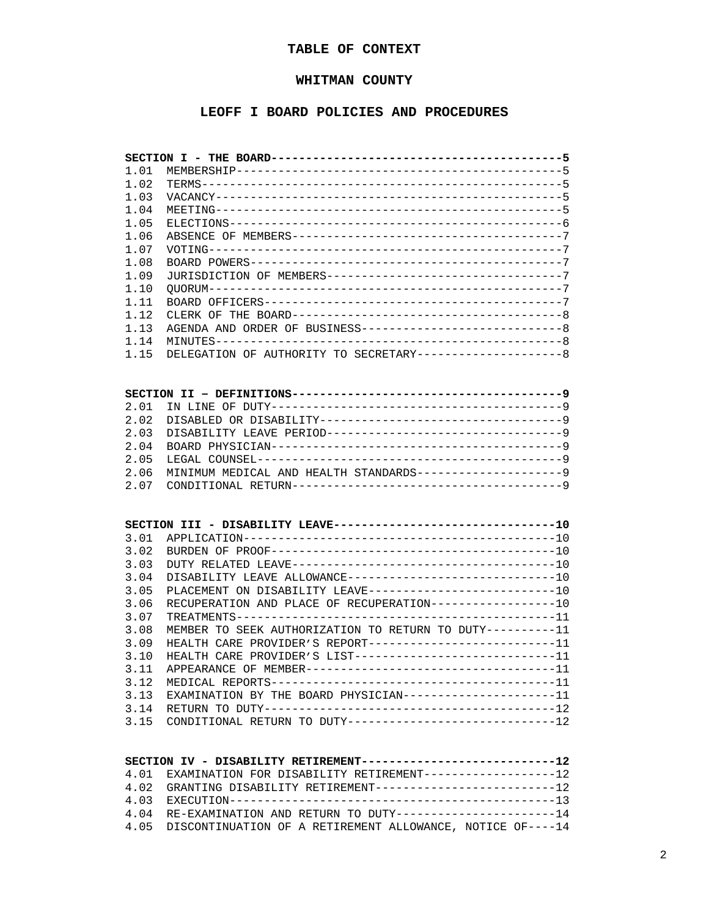# TABLE OF CONTEXT

# WHITMAN COUNTY

# LEOFF I BOARD POLICIES AND PROCEDURES

**SECTION I - THE BOARD----------------------------------------5**

1.01 MEMBERSHIP-------------------------------------------5
1.02 TERMS------------------------------------------------5
1.03 VACANCY----------------------------------------------5
1.04 MEETING----------------------------------------------5
1.05 ELECTIONS--------------------------------------------6
1.06 ABSENCE OF MEMBERS-----------------------------------7
1.07 VOTING-----------------------------------------------7
1.08 BOARD POWERS-----------------------------------------7
1.09 JURISDICTION OF MEMBERS------------------------------7
1.10 QUORUM-----------------------------------------------7
1.11 BOARD OFFICERS---------------------------------------7
1.12 CLERK OF THE BOARD-----------------------------------8
1.13 AGENDA AND ORDER OF BUSINESS-------------------------8
1.14 MINUTES----------------------------------------------8
1.15 DELEGATION OF AUTHORITY TO SECRETARY-----------------8

**SECTION II – DEFINITIONS-------------------------------------9**

2.01 IN LINE OF DUTY--------------------------------------9
2.02 DISABLED OR DISABILITY-------------------------------9
2.03 DISABILITY LEAVE PERIOD------------------------------9
2.04 BOARD PHYSICIAN--------------------------------------9
2.05 LEGAL COUNSEL----------------------------------------9
2.06 MINIMUM MEDICAL AND HEALTH STANDARDS-----------------9
2.07 CONDITIONAL RETURN-----------------------------------9

**SECTION III - DISABILITY LEAVE-------------------------------10**

3.01 APPLICATION------------------------------------------10
3.02 BURDEN OF PROOF--------------------------------------10
3.03 DUTY RELATED LEAVE-----------------------------------10
3.04 DISABILITY LEAVE ALLOWANCE---------------------------10
3.05 PLACEMENT ON DISABILITY LEAVE------------------------10
3.06 RECUPERATION AND PLACE OF RECUPERATION---------------10
3.07 TREATMENTS-------------------------------------------11
3.08 MEMBER TO SEEK AUTHORIZATION TO RETURN TO DUTY-------11
3.09 HEALTH CARE PROVIDER'S REPORT------------------------11
3.10 HEALTH CARE PROVIDER'S LIST--------------------------11
3.11 APPEARANCE OF MEMBER---------------------------------11
3.12 MEDICAL REPORTS--------------------------------------11
3.13 EXAMINATION BY THE BOARD PHYSICIAN-------------------11
3.14 RETURN TO DUTY---------------------------------------12
3.15 CONDITIONAL RETURN TO DUTY---------------------------12

**SECTION IV - DISABILITY RETIREMENT---------------------------12**

4.01 EXAMINATION FOR DISABILITY RETIREMENT----------------12
4.02 GRANTING DISABILITY RETIREMENT-----------------------12
4.03 EXECUTION--------------------------------------------13
4.04 RE-EXAMINATION AND RETURN TO DUTY--------------------14
4.05 DISCONTINUATION OF A RETIREMENT ALLOWANCE, NOTICE OF----14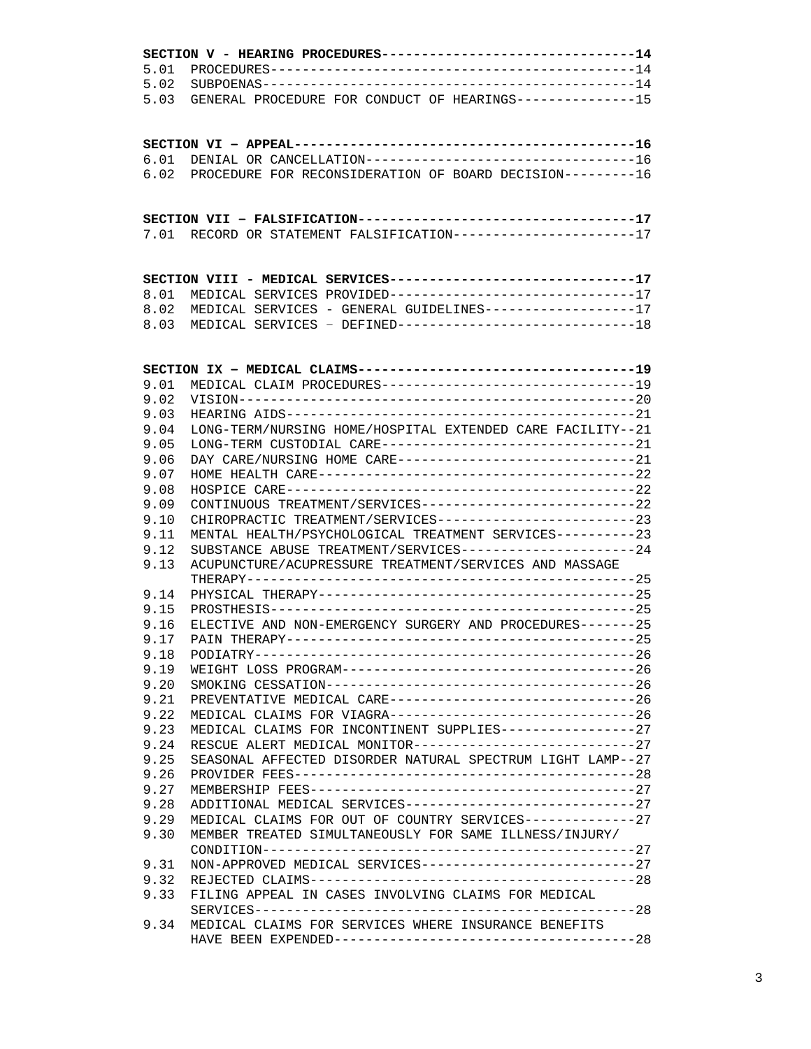**SECTION V - HEARING PROCEDURES-------------------------------14**

5.01 PROCEDURES---------------------------------------------14
5.02 SUBPOENAS----------------------------------------------14
5.03 GENERAL PROCEDURE FOR CONDUCT OF HEARINGS---------------15

**SECTION VI – APPEAL-----------------------------------------16**

6.01 DENIAL OR CANCELLATION---------------------------------16
6.02 PROCEDURE FOR RECONSIDERATION OF BOARD DECISION---------16

**SECTION VII – FALSIFICATION---------------------------------17**

7.01 RECORD OR STATEMENT FALSIFICATION-----------------------17

**SECTION VIII - MEDICAL SERVICES-----------------------------17**

8.01 MEDICAL SERVICES PROVIDED-------------------------------17
8.02 MEDICAL SERVICES - GENERAL GUIDELINES-------------------17
8.03 MEDICAL SERVICES – DEFINED------------------------------18

**SECTION IX – MEDICAL CLAIMS---------------------------------19**

9.01 MEDICAL CLAIM PROCEDURES--------------------------------19
9.02 VISION--------------------------------------------------20
9.03 HEARING AIDS--------------------------------------------21
9.04 LONG-TERM/NURSING HOME/HOSPITAL EXTENDED CARE FACILITY--21
9.05 LONG-TERM CUSTODIAL CARE--------------------------------21
9.06 DAY CARE/NURSING HOME CARE------------------------------21
9.07 HOME HEALTH CARE----------------------------------------22
9.08 HOSPICE CARE--------------------------------------------22
9.09 CONTINUOUS TREATMENT/SERVICES---------------------------22
9.10 CHIROPRACTIC TREATMENT/SERVICES-------------------------23
9.11 MENTAL HEALTH/PSYCHOLOGICAL TREATMENT SERVICES----------23
9.12 SUBSTANCE ABUSE TREATMENT/SERVICES----------------------24
9.13 ACUPUNCTURE/ACUPRESSURE TREATMENT/SERVICES AND MASSAGE THERAPY-------------------------------------------------25
9.14 PHYSICAL THERAPY----------------------------------------25
9.15 PROSTHESIS----------------------------------------------25
9.16 ELECTIVE AND NON-EMERGENCY SURGERY AND PROCEDURES-------25
9.17 PAIN THERAPY--------------------------------------------25
9.18 PODIATRY------------------------------------------------26
9.19 WEIGHT LOSS PROGRAM-------------------------------------26
9.20 SMOKING CESSATION---------------------------------------26
9.21 PREVENTATIVE MEDICAL CARE-------------------------------26
9.22 MEDICAL CLAIMS FOR VIAGRA-------------------------------26
9.23 MEDICAL CLAIMS FOR INCONTINENT SUPPLIES-----------------27
9.24 RESCUE ALERT MEDICAL MONITOR----------------------------27
9.25 SEASONAL AFFECTED DISORDER NATURAL SPECTRUM LIGHT LAMP--27
9.26 PROVIDER FEES-------------------------------------------28
9.27 MEMBERSHIP FEES-----------------------------------------27
9.28 ADDITIONAL MEDICAL SERVICES-----------------------------27
9.29 MEDICAL CLAIMS FOR OUT OF COUNTRY SERVICES--------------27
9.30 MEMBER TREATED SIMULTANEOUSLY FOR SAME ILLNESS/INJURY/ CONDITION-----------------------------------------------27
9.31 NON-APPROVED MEDICAL SERVICES---------------------------27
9.32 REJECTED CLAIMS-----------------------------------------28
9.33 FILING APPEAL IN CASES INVOLVING CLAIMS FOR MEDICAL SERVICES------------------------------------------------28
9.34 MEDICAL CLAIMS FOR SERVICES WHERE INSURANCE BENEFITS HAVE BEEN EXPENDED--------------------------------------28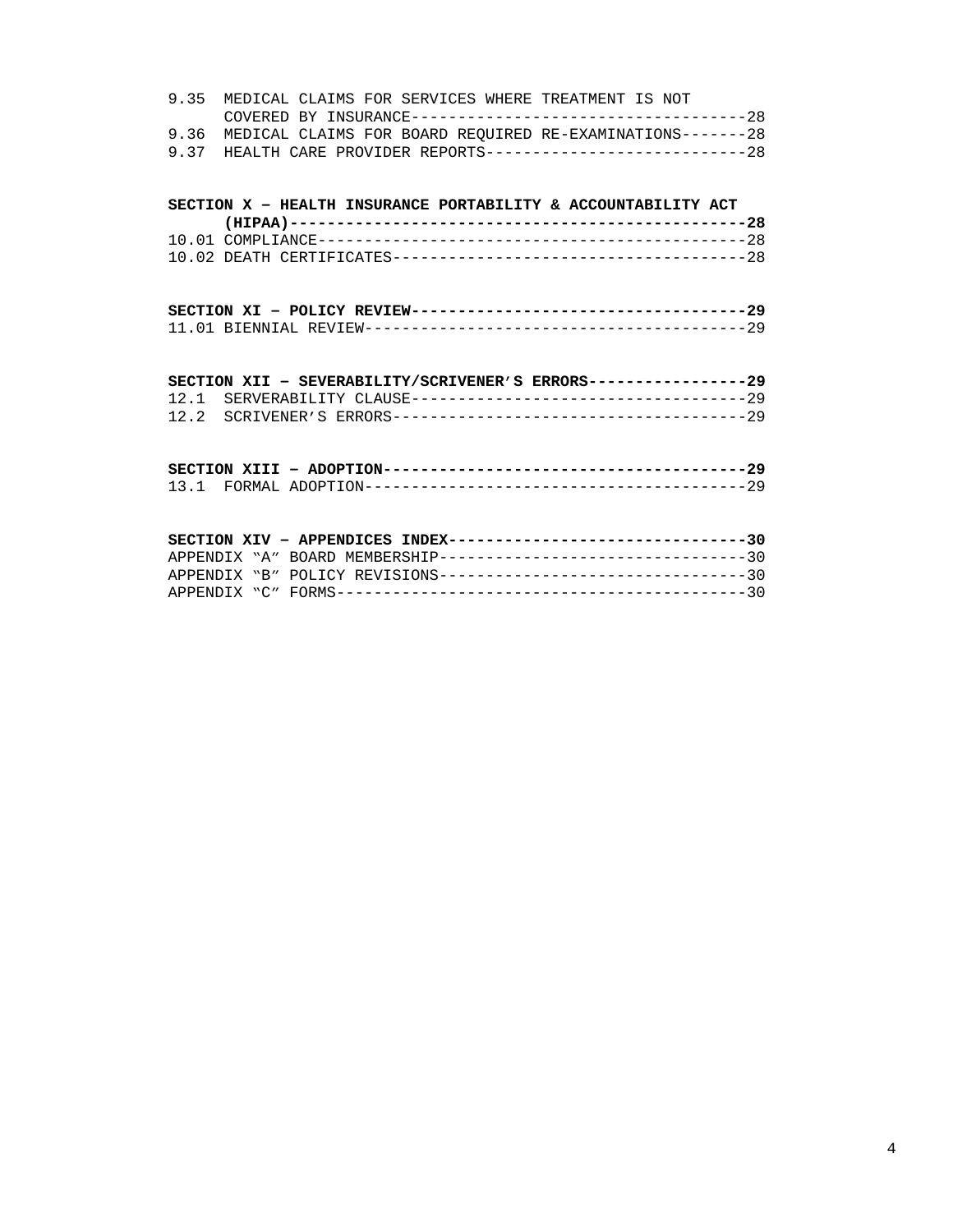9.35 MEDICAL CLAIMS FOR SERVICES WHERE TREATMENT IS NOT COVERED BY INSURANCE------------------------------------28
9.36 MEDICAL CLAIMS FOR BOARD REQUIRED RE-EXAMINATIONS-------28
9.37 HEALTH CARE PROVIDER REPORTS----------------------------28

**SECTION X – HEALTH INSURANCE PORTABILITY & ACCOUNTABILITY ACT (HIPAA)-------------------------------------------------28**
10.01 COMPLIANCE---------------------------------------------28
10.02 DEATH CERTIFICATES-------------------------------------28

**SECTION XI – POLICY REVIEW-----------------------------------29**
11.01 BIENNIAL REVIEW----------------------------------------29

**SECTION XII – SEVERABILITY/SCRIVENER'S ERRORS-----------------29**
12.1 SERVERABILITY CLAUSE-----------------------------------29
12.2 SCRIVENER'S ERRORS-------------------------------------29

**SECTION XIII – ADOPTION--------------------------------------29**
13.1 FORMAL ADOPTION----------------------------------------29

**SECTION XIV – APPENDICES INDEX-------------------------------30**
APPENDIX "A" BOARD MEMBERSHIP--------------------------------30
APPENDIX "B" POLICY REVISIONS--------------------------------30
APPENDIX "C" FORMS-------------------------------------------30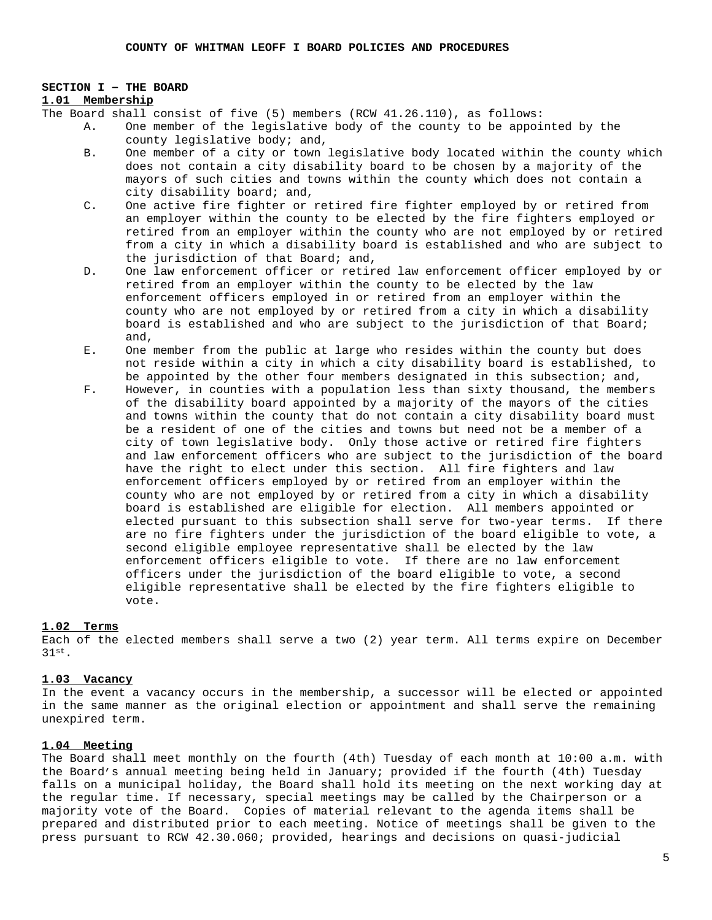**COUNTY OF WHITMAN LEOFF I BOARD POLICIES AND PROCEDURES**

**SECTION I – THE BOARD**

**1.01 Membership**

The Board shall consist of five (5) members (RCW 41.26.110), as follows:

A. One member of the legislative body of the county to be appointed by the county legislative body; and,

B. One member of a city or town legislative body located within the county which does not contain a city disability board to be chosen by a majority of the mayors of such cities and towns within the county which does not contain a city disability board; and,

C. One active fire fighter or retired fire fighter employed by or retired from an employer within the county to be elected by the fire fighters employed or retired from an employer within the county who are not employed by or retired from a city in which a disability board is established and who are subject to the jurisdiction of that Board; and,

D. One law enforcement officer or retired law enforcement officer employed by or retired from an employer within the county to be elected by the law enforcement officers employed in or retired from an employer within the county who are not employed by or retired from a city in which a disability board is established and who are subject to the jurisdiction of that Board; and,

E. One member from the public at large who resides within the county but does not reside within a city in which a city disability board is established, to be appointed by the other four members designated in this subsection; and,

F. However, in counties with a population less than sixty thousand, the members of the disability board appointed by a majority of the mayors of the cities and towns within the county that do not contain a city disability board must be a resident of one of the cities and towns but need not be a member of a city of town legislative body. Only those active or retired fire fighters and law enforcement officers who are subject to the jurisdiction of the board have the right to elect under this section. All fire fighters and law enforcement officers employed by or retired from an employer within the county who are not employed by or retired from a city in which a disability board is established are eligible for election. All members appointed or elected pursuant to this subsection shall serve for two-year terms. If there are no fire fighters under the jurisdiction of the board eligible to vote, a second eligible employee representative shall be elected by the law enforcement officers eligible to vote. If there are no law enforcement officers under the jurisdiction of the board eligible to vote, a second eligible representative shall be elected by the fire fighters eligible to vote.

**1.02 Terms**

Each of the elected members shall serve a two (2) year term. All terms expire on December 31st.

**1.03 Vacancy**

In the event a vacancy occurs in the membership, a successor will be elected or appointed in the same manner as the original election or appointment and shall serve the remaining unexpired term.

**1.04 Meeting**

The Board shall meet monthly on the fourth (4th) Tuesday of each month at 10:00 a.m. with the Board's annual meeting being held in January; provided if the fourth (4th) Tuesday falls on a municipal holiday, the Board shall hold its meeting on the next working day at the regular time. If necessary, special meetings may be called by the Chairperson or a majority vote of the Board. Copies of material relevant to the agenda items shall be prepared and distributed prior to each meeting. Notice of meetings shall be given to the press pursuant to RCW 42.30.060; provided, hearings and decisions on quasi-judicial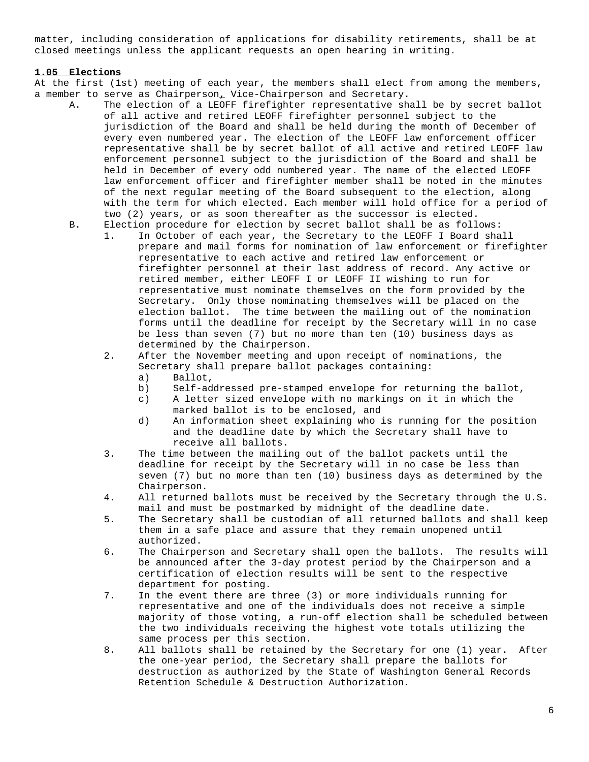matter, including consideration of applications for disability retirements, shall be at closed meetings unless the applicant requests an open hearing in writing.

### 1.05 Elections

At the first (1st) meeting of each year, the members shall elect from among the members, a member to serve as Chairperson, Vice-Chairperson and Secretary.

A. The election of a LEOFF firefighter representative shall be by secret ballot of all active and retired LEOFF firefighter personnel subject to the jurisdiction of the Board and shall be held during the month of December of every even numbered year. The election of the LEOFF law enforcement officer representative shall be by secret ballot of all active and retired LEOFF law enforcement personnel subject to the jurisdiction of the Board and shall be held in December of every odd numbered year. The name of the elected LEOFF law enforcement officer and firefighter member shall be noted in the minutes of the next regular meeting of the Board subsequent to the election, along with the term for which elected. Each member will hold office for a period of two (2) years, or as soon thereafter as the successor is elected.

B. Election procedure for election by secret ballot shall be as follows:

1. In October of each year, the Secretary to the LEOFF I Board shall prepare and mail forms for nomination of law enforcement or firefighter representative to each active and retired law enforcement or firefighter personnel at their last address of record. Any active or retired member, either LEOFF I or LEOFF II wishing to run for representative must nominate themselves on the form provided by the Secretary. Only those nominating themselves will be placed on the election ballot. The time between the mailing out of the nomination forms until the deadline for receipt by the Secretary will in no case be less than seven (7) but no more than ten (10) business days as determined by the Chairperson.
2. After the November meeting and upon receipt of nominations, the Secretary shall prepare ballot packages containing:
   a) Ballot,
   b) Self-addressed pre-stamped envelope for returning the ballot,
   c) A letter sized envelope with no markings on it in which the marked ballot is to be enclosed, and
   d) An information sheet explaining who is running for the position and the deadline date by which the Secretary shall have to receive all ballots.
3. The time between the mailing out of the ballot packets until the deadline for receipt by the Secretary will in no case be less than seven (7) but no more than ten (10) business days as determined by the Chairperson.
4. All returned ballots must be received by the Secretary through the U.S. mail and must be postmarked by midnight of the deadline date.
5. The Secretary shall be custodian of all returned ballots and shall keep them in a safe place and assure that they remain unopened until authorized.
6. The Chairperson and Secretary shall open the ballots. The results will be announced after the 3-day protest period by the Chairperson and a certification of election results will be sent to the respective department for posting.
7. In the event there are three (3) or more individuals running for representative and one of the individuals does not receive a simple majority of those voting, a run-off election shall be scheduled between the two individuals receiving the highest vote totals utilizing the same process per this section.
8. All ballots shall be retained by the Secretary for one (1) year. After the one-year period, the Secretary shall prepare the ballots for destruction as authorized by the State of Washington General Records Retention Schedule & Destruction Authorization.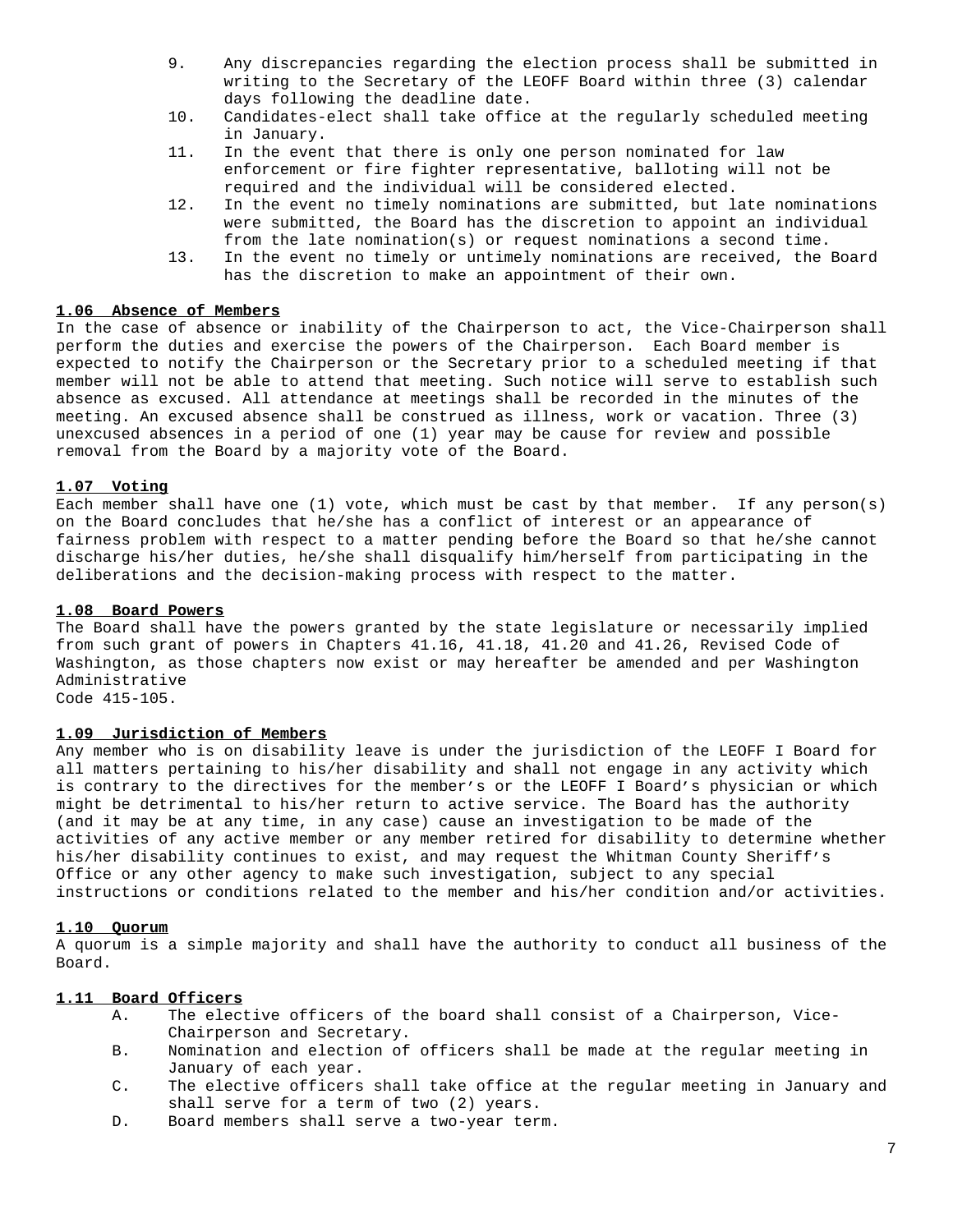9. Any discrepancies regarding the election process shall be submitted in writing to the Secretary of the LEOFF Board within three (3) calendar days following the deadline date.
10. Candidates-elect shall take office at the regularly scheduled meeting in January.
11. In the event that there is only one person nominated for law enforcement or fire fighter representative, balloting will not be required and the individual will be considered elected.
12. In the event no timely nominations are submitted, but late nominations were submitted, the Board has the discretion to appoint an individual from the late nomination(s) or request nominations a second time.
13. In the event no timely or untimely nominations are received, the Board has the discretion to make an appointment of their own.

**1.06 Absence of Members**

In the case of absence or inability of the Chairperson to act, the Vice-Chairperson shall perform the duties and exercise the powers of the Chairperson. Each Board member is expected to notify the Chairperson or the Secretary prior to a scheduled meeting if that member will not be able to attend that meeting. Such notice will serve to establish such absence as excused. All attendance at meetings shall be recorded in the minutes of the meeting. An excused absence shall be construed as illness, work or vacation. Three (3) unexcused absences in a period of one (1) year may be cause for review and possible removal from the Board by a majority vote of the Board.

**1.07 Voting**

Each member shall have one (1) vote, which must be cast by that member. If any person(s) on the Board concludes that he/she has a conflict of interest or an appearance of fairness problem with respect to a matter pending before the Board so that he/she cannot discharge his/her duties, he/she shall disqualify him/herself from participating in the deliberations and the decision-making process with respect to the matter.

**1.08 Board Powers**

The Board shall have the powers granted by the state legislature or necessarily implied from such grant of powers in Chapters 41.16, 41.18, 41.20 and 41.26, Revised Code of Washington, as those chapters now exist or may hereafter be amended and per Washington Administrative Code 415-105.

**1.09 Jurisdiction of Members**

Any member who is on disability leave is under the jurisdiction of the LEOFF I Board for all matters pertaining to his/her disability and shall not engage in any activity which is contrary to the directives for the member's or the LEOFF I Board's physician or which might be detrimental to his/her return to active service. The Board has the authority (and it may be at any time, in any case) cause an investigation to be made of the activities of any active member or any member retired for disability to determine whether his/her disability continues to exist, and may request the Whitman County Sheriff's Office or any other agency to make such investigation, subject to any special instructions or conditions related to the member and his/her condition and/or activities.

**1.10 Quorum**

A quorum is a simple majority and shall have the authority to conduct all business of the Board.

**1.11 Board Officers**

A. The elective officers of the board shall consist of a Chairperson, Vice-Chairperson and Secretary.
B. Nomination and election of officers shall be made at the regular meeting in January of each year.
C. The elective officers shall take office at the regular meeting in January and shall serve for a term of two (2) years.
D. Board members shall serve a two-year term.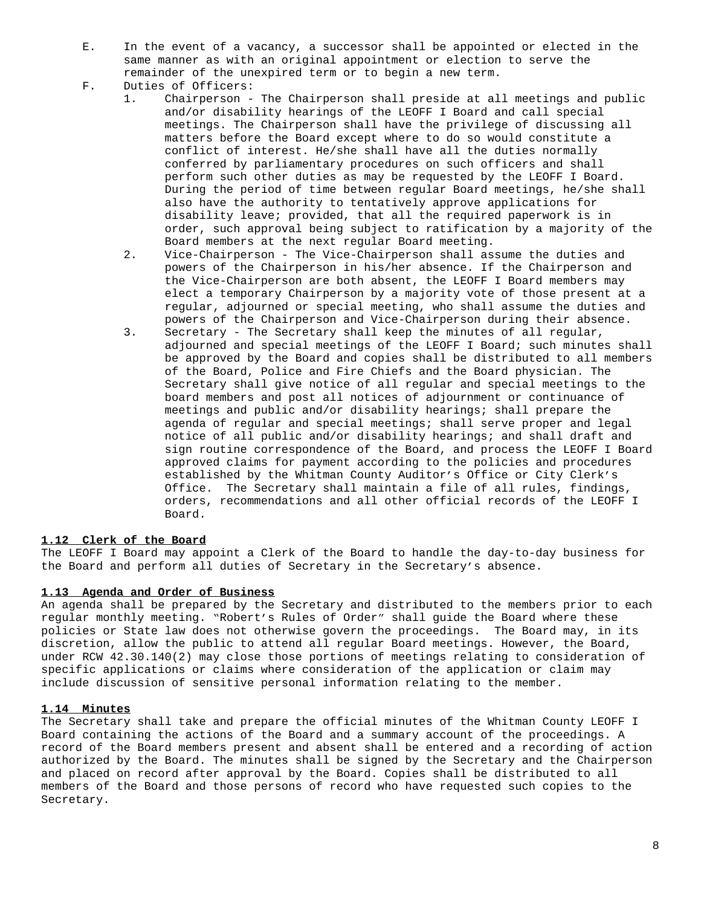E. In the event of a vacancy, a successor shall be appointed or elected in the same manner as with an original appointment or election to serve the remainder of the unexpired term or to begin a new term.

F. Duties of Officers:

1. Chairperson - The Chairperson shall preside at all meetings and public and/or disability hearings of the LEOFF I Board and call special meetings. The Chairperson shall have the privilege of discussing all matters before the Board except where to do so would constitute a conflict of interest. He/she shall have all the duties normally conferred by parliamentary procedures on such officers and shall perform such other duties as may be requested by the LEOFF I Board. During the period of time between regular Board meetings, he/she shall also have the authority to tentatively approve applications for disability leave; provided, that all the required paperwork is in order, such approval being subject to ratification by a majority of the Board members at the next regular Board meeting.

2. Vice-Chairperson - The Vice-Chairperson shall assume the duties and powers of the Chairperson in his/her absence. If the Chairperson and the Vice-Chairperson are both absent, the LEOFF I Board members may elect a temporary Chairperson by a majority vote of those present at a regular, adjourned or special meeting, who shall assume the duties and powers of the Chairperson and Vice-Chairperson during their absence.

3. Secretary - The Secretary shall keep the minutes of all regular, adjourned and special meetings of the LEOFF I Board; such minutes shall be approved by the Board and copies shall be distributed to all members of the Board, Police and Fire Chiefs and the Board physician. The Secretary shall give notice of all regular and special meetings to the board members and post all notices of adjournment or continuance of meetings and public and/or disability hearings; shall prepare the agenda of regular and special meetings; shall serve proper and legal notice of all public and/or disability hearings; and shall draft and sign routine correspondence of the Board, and process the LEOFF I Board approved claims for payment according to the policies and procedures established by the Whitman County Auditor's Office or City Clerk's Office. The Secretary shall maintain a file of all rules, findings, orders, recommendations and all other official records of the LEOFF I Board.

**1.12 Clerk of the Board**

The LEOFF I Board may appoint a Clerk of the Board to handle the day-to-day business for the Board and perform all duties of Secretary in the Secretary's absence.

**1.13 Agenda and Order of Business**

An agenda shall be prepared by the Secretary and distributed to the members prior to each regular monthly meeting. "Robert's Rules of Order" shall guide the Board where these policies or State law does not otherwise govern the proceedings. The Board may, in its discretion, allow the public to attend all regular Board meetings. However, the Board, under RCW 42.30.140(2) may close those portions of meetings relating to consideration of specific applications or claims where consideration of the application or claim may include discussion of sensitive personal information relating to the member.

**1.14 Minutes**

The Secretary shall take and prepare the official minutes of the Whitman County LEOFF I Board containing the actions of the Board and a summary account of the proceedings. A record of the Board members present and absent shall be entered and a recording of action authorized by the Board. The minutes shall be signed by the Secretary and the Chairperson and placed on record after approval by the Board. Copies shall be distributed to all members of the Board and those persons of record who have requested such copies to the Secretary.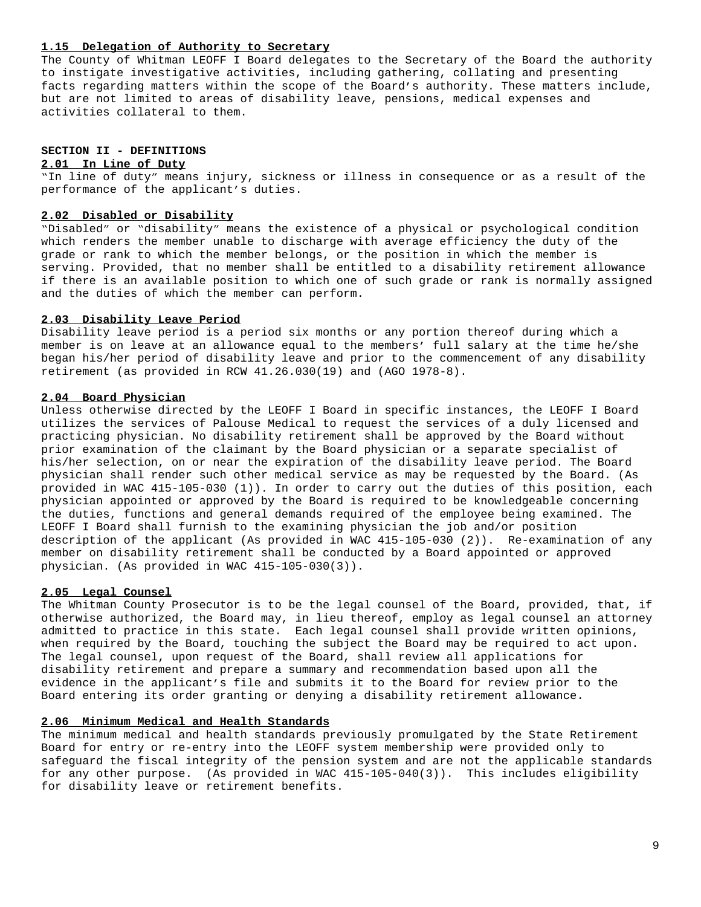**1.15 Delegation of Authority to Secretary**

The County of Whitman LEOFF I Board delegates to the Secretary of the Board the authority to instigate investigative activities, including gathering, collating and presenting facts regarding matters within the scope of the Board's authority. These matters include, but are not limited to areas of disability leave, pensions, medical expenses and activities collateral to them.

## SECTION II - DEFINITIONS

**2.01 In Line of Duty**

"In line of duty" means injury, sickness or illness in consequence or as a result of the performance of the applicant's duties.

**2.02 Disabled or Disability**

"Disabled" or "disability" means the existence of a physical or psychological condition which renders the member unable to discharge with average efficiency the duty of the grade or rank to which the member belongs, or the position in which the member is serving. Provided, that no member shall be entitled to a disability retirement allowance if there is an available position to which one of such grade or rank is normally assigned and the duties of which the member can perform.

**2.03 Disability Leave Period**

Disability leave period is a period six months or any portion thereof during which a member is on leave at an allowance equal to the members' full salary at the time he/she began his/her period of disability leave and prior to the commencement of any disability retirement (as provided in RCW 41.26.030(19) and (AGO 1978-8).

**2.04 Board Physician**

Unless otherwise directed by the LEOFF I Board in specific instances, the LEOFF I Board utilizes the services of Palouse Medical to request the services of a duly licensed and practicing physician. No disability retirement shall be approved by the Board without prior examination of the claimant by the Board physician or a separate specialist of his/her selection, on or near the expiration of the disability leave period. The Board physician shall render such other medical service as may be requested by the Board. (As provided in WAC 415-105-030 (1)). In order to carry out the duties of this position, each physician appointed or approved by the Board is required to be knowledgeable concerning the duties, functions and general demands required of the employee being examined. The LEOFF I Board shall furnish to the examining physician the job and/or position description of the applicant (As provided in WAC 415-105-030 (2)). Re-examination of any member on disability retirement shall be conducted by a Board appointed or approved physician. (As provided in WAC 415-105-030(3)).

**2.05 Legal Counsel**

The Whitman County Prosecutor is to be the legal counsel of the Board, provided, that, if otherwise authorized, the Board may, in lieu thereof, employ as legal counsel an attorney admitted to practice in this state. Each legal counsel shall provide written opinions, when required by the Board, touching the subject the Board may be required to act upon. The legal counsel, upon request of the Board, shall review all applications for disability retirement and prepare a summary and recommendation based upon all the evidence in the applicant's file and submits it to the Board for review prior to the Board entering its order granting or denying a disability retirement allowance.

**2.06 Minimum Medical and Health Standards**

The minimum medical and health standards previously promulgated by the State Retirement Board for entry or re-entry into the LEOFF system membership were provided only to safeguard the fiscal integrity of the pension system and are not the applicable standards for any other purpose. (As provided in WAC 415-105-040(3)). This includes eligibility for disability leave or retirement benefits.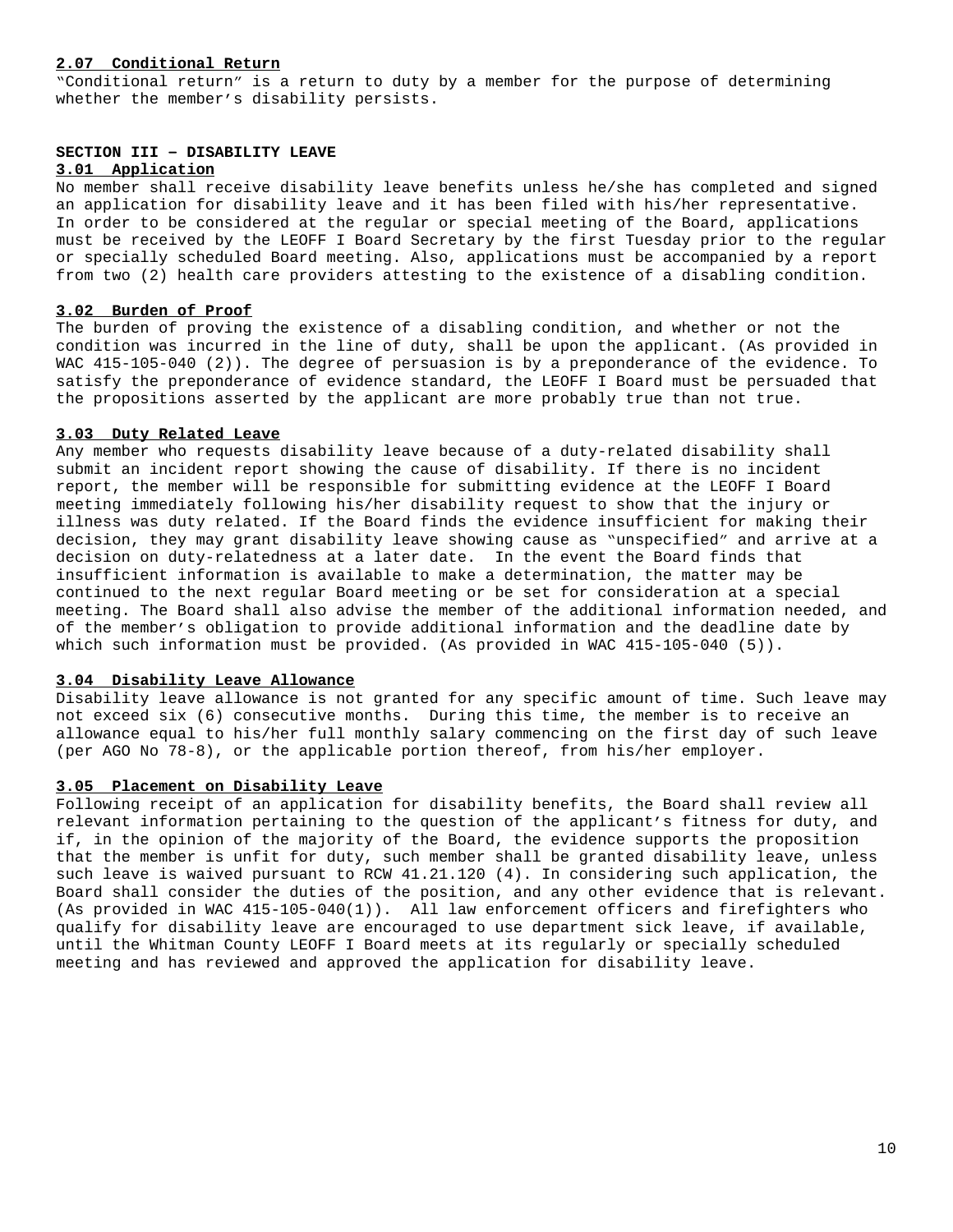**2.07 Conditional Return**

"Conditional return" is a return to duty by a member for the purpose of determining whether the member's disability persists.

## SECTION III – DISABILITY LEAVE

**3.01 Application**

No member shall receive disability leave benefits unless he/she has completed and signed an application for disability leave and it has been filed with his/her representative. In order to be considered at the regular or special meeting of the Board, applications must be received by the LEOFF I Board Secretary by the first Tuesday prior to the regular or specially scheduled Board meeting. Also, applications must be accompanied by a report from two (2) health care providers attesting to the existence of a disabling condition.

**3.02 Burden of Proof**

The burden of proving the existence of a disabling condition, and whether or not the condition was incurred in the line of duty, shall be upon the applicant. (As provided in WAC 415-105-040 (2)). The degree of persuasion is by a preponderance of the evidence. To satisfy the preponderance of evidence standard, the LEOFF I Board must be persuaded that the propositions asserted by the applicant are more probably true than not true.

**3.03 Duty Related Leave**

Any member who requests disability leave because of a duty-related disability shall submit an incident report showing the cause of disability. If there is no incident report, the member will be responsible for submitting evidence at the LEOFF I Board meeting immediately following his/her disability request to show that the injury or illness was duty related. If the Board finds the evidence insufficient for making their decision, they may grant disability leave showing cause as "unspecified" and arrive at a decision on duty-relatedness at a later date. In the event the Board finds that insufficient information is available to make a determination, the matter may be continued to the next regular Board meeting or be set for consideration at a special meeting. The Board shall also advise the member of the additional information needed, and of the member's obligation to provide additional information and the deadline date by which such information must be provided. (As provided in WAC 415-105-040 (5)).

**3.04 Disability Leave Allowance**

Disability leave allowance is not granted for any specific amount of time. Such leave may not exceed six (6) consecutive months. During this time, the member is to receive an allowance equal to his/her full monthly salary commencing on the first day of such leave (per AGO No 78-8), or the applicable portion thereof, from his/her employer.

**3.05 Placement on Disability Leave**

Following receipt of an application for disability benefits, the Board shall review all relevant information pertaining to the question of the applicant's fitness for duty, and if, in the opinion of the majority of the Board, the evidence supports the proposition that the member is unfit for duty, such member shall be granted disability leave, unless such leave is waived pursuant to RCW 41.21.120 (4). In considering such application, the Board shall consider the duties of the position, and any other evidence that is relevant. (As provided in WAC 415-105-040(1)). All law enforcement officers and firefighters who qualify for disability leave are encouraged to use department sick leave, if available, until the Whitman County LEOFF I Board meets at its regularly or specially scheduled meeting and has reviewed and approved the application for disability leave.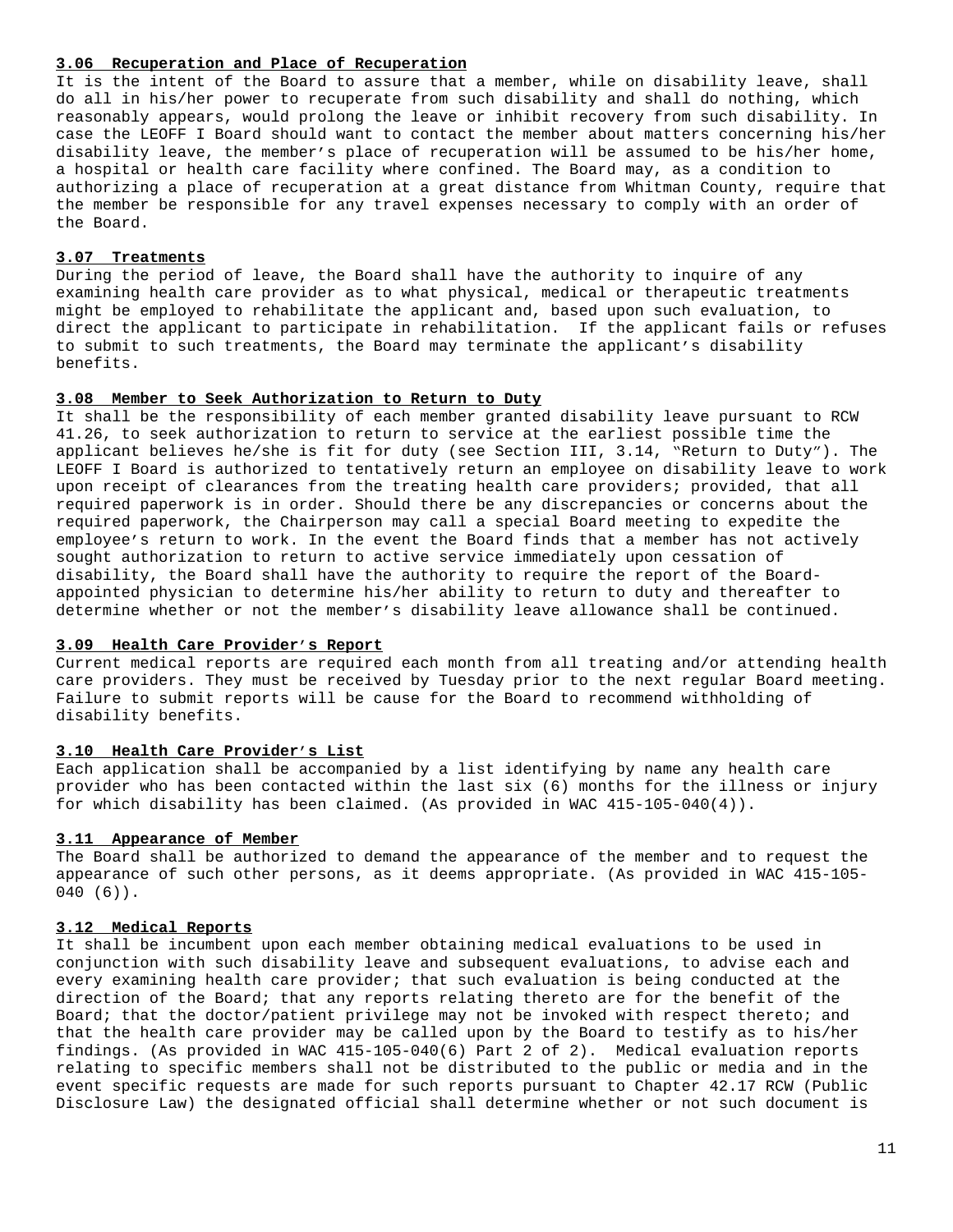### 3.06 Recuperation and Place of Recuperation

It is the intent of the Board to assure that a member, while on disability leave, shall do all in his/her power to recuperate from such disability and shall do nothing, which reasonably appears, would prolong the leave or inhibit recovery from such disability. In case the LEOFF I Board should want to contact the member about matters concerning his/her disability leave, the member's place of recuperation will be assumed to be his/her home, a hospital or health care facility where confined. The Board may, as a condition to authorizing a place of recuperation at a great distance from Whitman County, require that the member be responsible for any travel expenses necessary to comply with an order of the Board.

### 3.07 Treatments

During the period of leave, the Board shall have the authority to inquire of any examining health care provider as to what physical, medical or therapeutic treatments might be employed to rehabilitate the applicant and, based upon such evaluation, to direct the applicant to participate in rehabilitation. If the applicant fails or refuses to submit to such treatments, the Board may terminate the applicant's disability benefits.

### 3.08 Member to Seek Authorization to Return to Duty

It shall be the responsibility of each member granted disability leave pursuant to RCW 41.26, to seek authorization to return to service at the earliest possible time the applicant believes he/she is fit for duty (see Section III, 3.14, "Return to Duty"). The LEOFF I Board is authorized to tentatively return an employee on disability leave to work upon receipt of clearances from the treating health care providers; provided, that all required paperwork is in order. Should there be any discrepancies or concerns about the required paperwork, the Chairperson may call a special Board meeting to expedite the employee's return to work. In the event the Board finds that a member has not actively sought authorization to return to active service immediately upon cessation of disability, the Board shall have the authority to require the report of the Board-appointed physician to determine his/her ability to return to duty and thereafter to determine whether or not the member's disability leave allowance shall be continued.

### 3.09 Health Care Provider's Report

Current medical reports are required each month from all treating and/or attending health care providers. They must be received by Tuesday prior to the next regular Board meeting. Failure to submit reports will be cause for the Board to recommend withholding of disability benefits.

### 3.10 Health Care Provider's List

Each application shall be accompanied by a list identifying by name any health care provider who has been contacted within the last six (6) months for the illness or injury for which disability has been claimed. (As provided in WAC 415-105-040(4)).

### 3.11 Appearance of Member

The Board shall be authorized to demand the appearance of the member and to request the appearance of such other persons, as it deems appropriate. (As provided in WAC 415-105-040 (6)).

### 3.12 Medical Reports

It shall be incumbent upon each member obtaining medical evaluations to be used in conjunction with such disability leave and subsequent evaluations, to advise each and every examining health care provider; that such evaluation is being conducted at the direction of the Board; that any reports relating thereto are for the benefit of the Board; that the doctor/patient privilege may not be invoked with respect thereto; and that the health care provider may be called upon by the Board to testify as to his/her findings. (As provided in WAC 415-105-040(6) Part 2 of 2). Medical evaluation reports relating to specific members shall not be distributed to the public or media and in the event specific requests are made for such reports pursuant to Chapter 42.17 RCW (Public Disclosure Law) the designated official shall determine whether or not such document is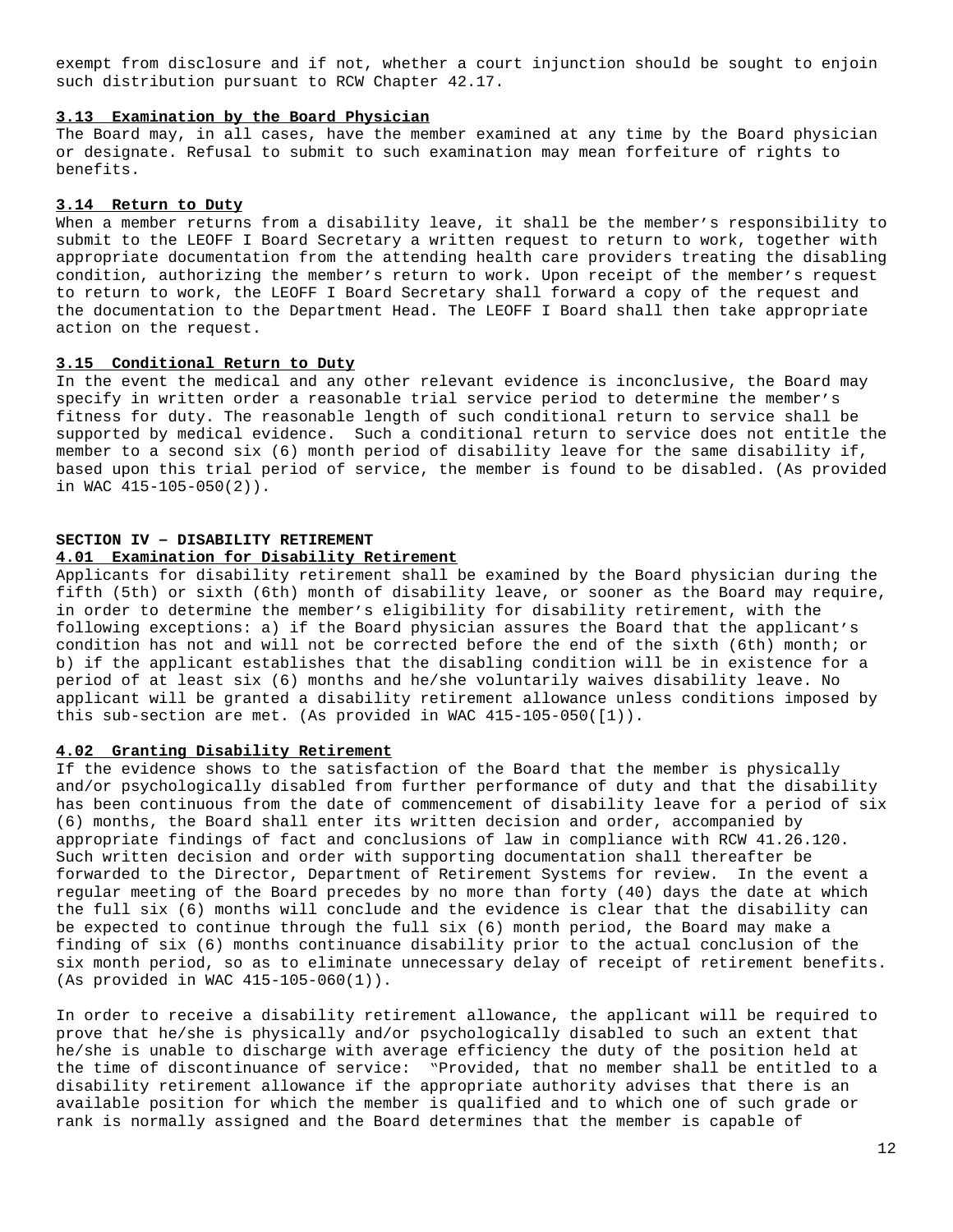exempt from disclosure and if not, whether a court injunction should be sought to enjoin such distribution pursuant to RCW Chapter 42.17.

### 3.13 Examination by the Board Physician

The Board may, in all cases, have the member examined at any time by the Board physician or designate. Refusal to submit to such examination may mean forfeiture of rights to benefits.

### 3.14 Return to Duty

When a member returns from a disability leave, it shall be the member's responsibility to submit to the LEOFF I Board Secretary a written request to return to work, together with appropriate documentation from the attending health care providers treating the disabling condition, authorizing the member's return to work. Upon receipt of the member's request to return to work, the LEOFF I Board Secretary shall forward a copy of the request and the documentation to the Department Head. The LEOFF I Board shall then take appropriate action on the request.

### 3.15 Conditional Return to Duty

In the event the medical and any other relevant evidence is inconclusive, the Board may specify in written order a reasonable trial service period to determine the member's fitness for duty. The reasonable length of such conditional return to service shall be supported by medical evidence. Such a conditional return to service does not entitle the member to a second six (6) month period of disability leave for the same disability if, based upon this trial period of service, the member is found to be disabled. (As provided in WAC 415-105-050(2)).

## SECTION IV – DISABILITY RETIREMENT

### 4.01 Examination for Disability Retirement

Applicants for disability retirement shall be examined by the Board physician during the fifth (5th) or sixth (6th) month of disability leave, or sooner as the Board may require, in order to determine the member's eligibility for disability retirement, with the following exceptions: a) if the Board physician assures the Board that the applicant's condition has not and will not be corrected before the end of the sixth (6th) month; or b) if the applicant establishes that the disabling condition will be in existence for a period of at least six (6) months and he/she voluntarily waives disability leave. No applicant will be granted a disability retirement allowance unless conditions imposed by this sub-section are met. (As provided in WAC 415-105-050([1)).

### 4.02 Granting Disability Retirement

If the evidence shows to the satisfaction of the Board that the member is physically and/or psychologically disabled from further performance of duty and that the disability has been continuous from the date of commencement of disability leave for a period of six (6) months, the Board shall enter its written decision and order, accompanied by appropriate findings of fact and conclusions of law in compliance with RCW 41.26.120. Such written decision and order with supporting documentation shall thereafter be forwarded to the Director, Department of Retirement Systems for review. In the event a regular meeting of the Board precedes by no more than forty (40) days the date at which the full six (6) months will conclude and the evidence is clear that the disability can be expected to continue through the full six (6) month period, the Board may make a finding of six (6) months continuance disability prior to the actual conclusion of the six month period, so as to eliminate unnecessary delay of receipt of retirement benefits. (As provided in WAC 415-105-060(1)).

In order to receive a disability retirement allowance, the applicant will be required to prove that he/she is physically and/or psychologically disabled to such an extent that he/she is unable to discharge with average efficiency the duty of the position held at the time of discontinuance of service: "Provided, that no member shall be entitled to a disability retirement allowance if the appropriate authority advises that there is an available position for which the member is qualified and to which one of such grade or rank is normally assigned and the Board determines that the member is capable of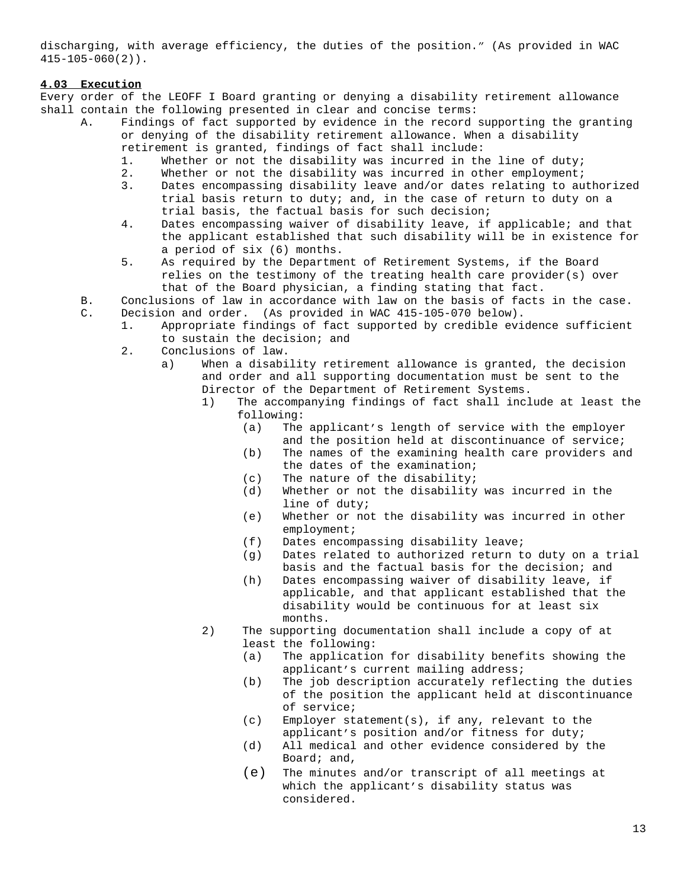discharging, with average efficiency, the duties of the position." (As provided in WAC 415-105-060(2)).

**4.03 Execution**

Every order of the LEOFF I Board granting or denying a disability retirement allowance shall contain the following presented in clear and concise terms:

A. Findings of fact supported by evidence in the record supporting the granting or denying of the disability retirement allowance. When a disability retirement is granted, findings of fact shall include:
   1. Whether or not the disability was incurred in the line of duty;
   2. Whether or not the disability was incurred in other employment;
   3. Dates encompassing disability leave and/or dates relating to authorized trial basis return to duty; and, in the case of return to duty on a trial basis, the factual basis for such decision;
   4. Dates encompassing waiver of disability leave, if applicable; and that the applicant established that such disability will be in existence for a period of six (6) months.
   5. As required by the Department of Retirement Systems, if the Board relies on the testimony of the treating health care provider(s) over that of the Board physician, a finding stating that fact.

B. Conclusions of law in accordance with law on the basis of facts in the case.

C. Decision and order. (As provided in WAC 415-105-070 below).
   1. Appropriate findings of fact supported by credible evidence sufficient to sustain the decision; and
   2. Conclusions of law.
      a) When a disability retirement allowance is granted, the decision and order and all supporting documentation must be sent to the Director of the Department of Retirement Systems.
         1) The accompanying findings of fact shall include at least the following:
            (a) The applicant's length of service with the employer and the position held at discontinuance of service;
            (b) The names of the examining health care providers and the dates of the examination;
            (c) The nature of the disability;
            (d) Whether or not the disability was incurred in the line of duty;
            (e) Whether or not the disability was incurred in other employment;
            (f) Dates encompassing disability leave;
            (g) Dates related to authorized return to duty on a trial basis and the factual basis for the decision; and
            (h) Dates encompassing waiver of disability leave, if applicable, and that applicant established that the disability would be continuous for at least six months.
         2) The supporting documentation shall include a copy of at least the following:
            (a) The application for disability benefits showing the applicant's current mailing address;
            (b) The job description accurately reflecting the duties of the position the applicant held at discontinuance of service;
            (c) Employer statement(s), if any, relevant to the applicant's position and/or fitness for duty;
            (d) All medical and other evidence considered by the Board; and,
            (e) The minutes and/or transcript of all meetings at which the applicant's disability status was considered.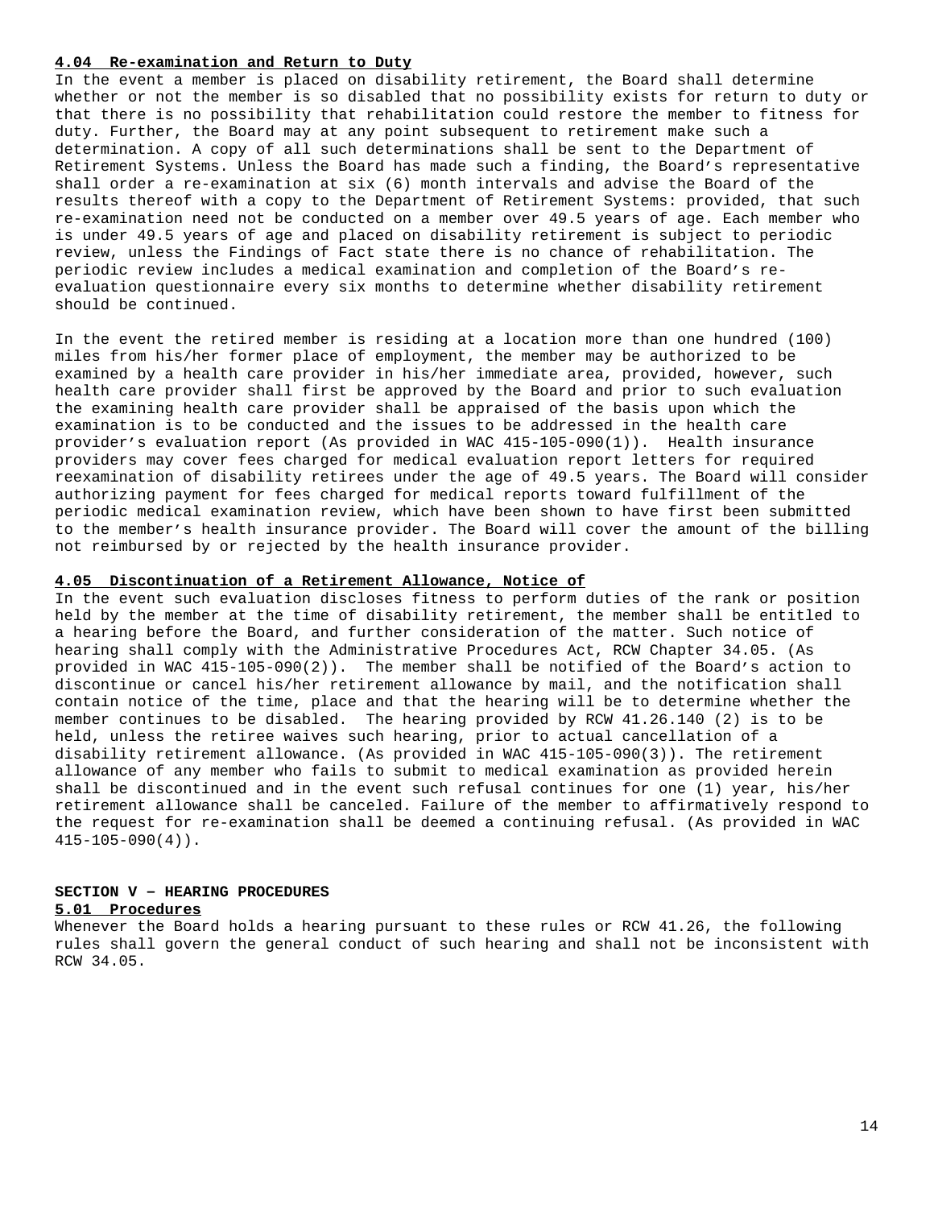### 4.04 Re-examination and Return to Duty

In the event a member is placed on disability retirement, the Board shall determine whether or not the member is so disabled that no possibility exists for return to duty or that there is no possibility that rehabilitation could restore the member to fitness for duty. Further, the Board may at any point subsequent to retirement make such a determination. A copy of all such determinations shall be sent to the Department of Retirement Systems. Unless the Board has made such a finding, the Board's representative shall order a re-examination at six (6) month intervals and advise the Board of the results thereof with a copy to the Department of Retirement Systems: provided, that such re-examination need not be conducted on a member over 49.5 years of age. Each member who is under 49.5 years of age and placed on disability retirement is subject to periodic review, unless the Findings of Fact state there is no chance of rehabilitation. The periodic review includes a medical examination and completion of the Board's re-evaluation questionnaire every six months to determine whether disability retirement should be continued.

In the event the retired member is residing at a location more than one hundred (100) miles from his/her former place of employment, the member may be authorized to be examined by a health care provider in his/her immediate area, provided, however, such health care provider shall first be approved by the Board and prior to such evaluation the examining health care provider shall be appraised of the basis upon which the examination is to be conducted and the issues to be addressed in the health care provider's evaluation report (As provided in WAC 415-105-090(1)). Health insurance providers may cover fees charged for medical evaluation report letters for required reexamination of disability retirees under the age of 49.5 years. The Board will consider authorizing payment for fees charged for medical reports toward fulfillment of the periodic medical examination review, which have been shown to have first been submitted to the member's health insurance provider. The Board will cover the amount of the billing not reimbursed by or rejected by the health insurance provider.

### 4.05 Discontinuation of a Retirement Allowance, Notice of

In the event such evaluation discloses fitness to perform duties of the rank or position held by the member at the time of disability retirement, the member shall be entitled to a hearing before the Board, and further consideration of the matter. Such notice of hearing shall comply with the Administrative Procedures Act, RCW Chapter 34.05. (As provided in WAC 415-105-090(2)). The member shall be notified of the Board's action to discontinue or cancel his/her retirement allowance by mail, and the notification shall contain notice of the time, place and that the hearing will be to determine whether the member continues to be disabled. The hearing provided by RCW 41.26.140 (2) is to be held, unless the retiree waives such hearing, prior to actual cancellation of a disability retirement allowance. (As provided in WAC 415-105-090(3)). The retirement allowance of any member who fails to submit to medical examination as provided herein shall be discontinued and in the event such refusal continues for one (1) year, his/her retirement allowance shall be canceled. Failure of the member to affirmatively respond to the request for re-examination shall be deemed a continuing refusal. (As provided in WAC 415-105-090(4)).

## SECTION V – HEARING PROCEDURES

### 5.01 Procedures

Whenever the Board holds a hearing pursuant to these rules or RCW 41.26, the following rules shall govern the general conduct of such hearing and shall not be inconsistent with RCW 34.05.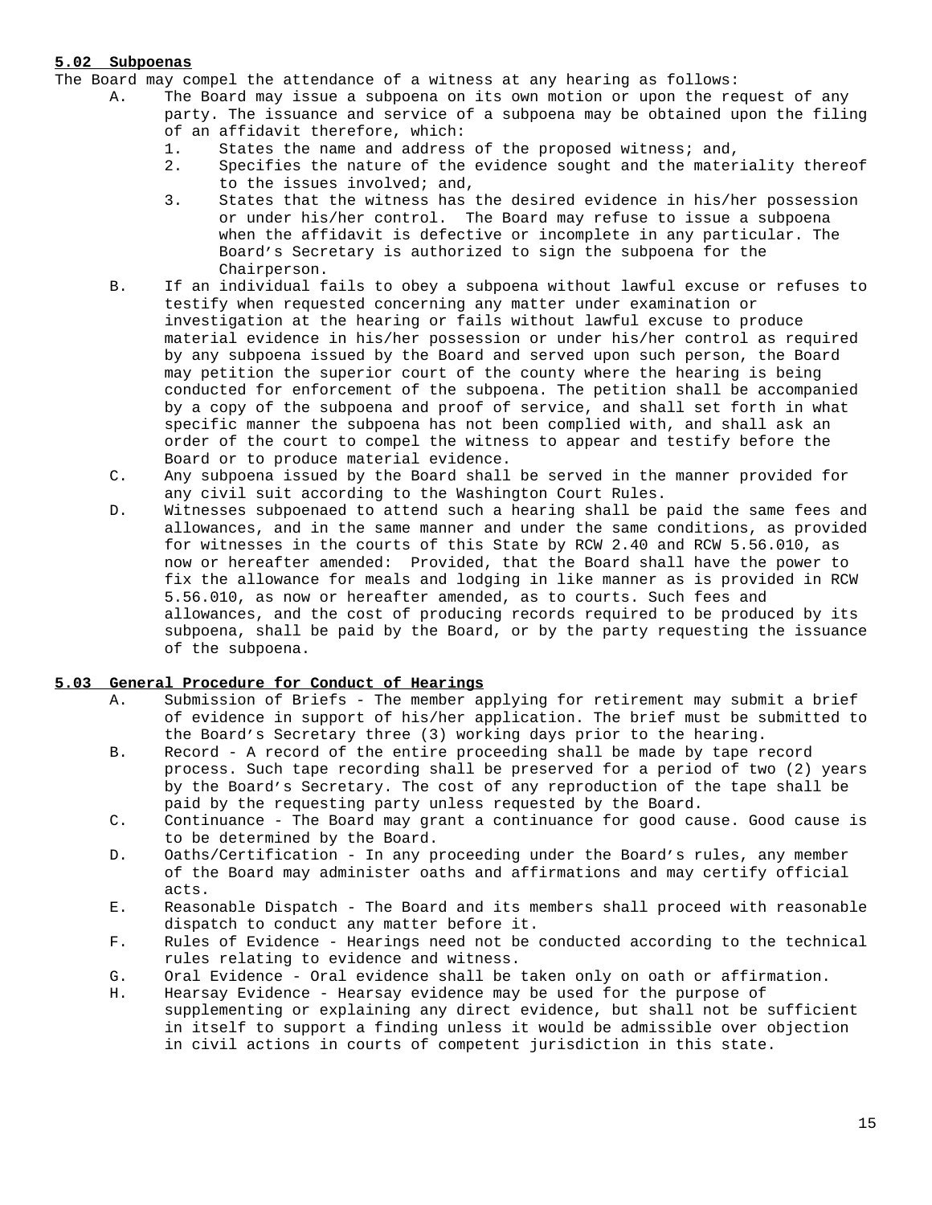**5.02 Subpoenas**

The Board may compel the attendance of a witness at any hearing as follows:

A. The Board may issue a subpoena on its own motion or upon the request of any party. The issuance and service of a subpoena may be obtained upon the filing of an affidavit therefore, which:
   1. States the name and address of the proposed witness; and,
   2. Specifies the nature of the evidence sought and the materiality thereof to the issues involved; and,
   3. States that the witness has the desired evidence in his/her possession or under his/her control. The Board may refuse to issue a subpoena when the affidavit is defective or incomplete in any particular. The Board's Secretary is authorized to sign the subpoena for the Chairperson.

B. If an individual fails to obey a subpoena without lawful excuse or refuses to testify when requested concerning any matter under examination or investigation at the hearing or fails without lawful excuse to produce material evidence in his/her possession or under his/her control as required by any subpoena issued by the Board and served upon such person, the Board may petition the superior court of the county where the hearing is being conducted for enforcement of the subpoena. The petition shall be accompanied by a copy of the subpoena and proof of service, and shall set forth in what specific manner the subpoena has not been complied with, and shall ask an order of the court to compel the witness to appear and testify before the Board or to produce material evidence.

C. Any subpoena issued by the Board shall be served in the manner provided for any civil suit according to the Washington Court Rules.

D. Witnesses subpoenaed to attend such a hearing shall be paid the same fees and allowances, and in the same manner and under the same conditions, as provided for witnesses in the courts of this State by RCW 2.40 and RCW 5.56.010, as now or hereafter amended: Provided, that the Board shall have the power to fix the allowance for meals and lodging in like manner as is provided in RCW 5.56.010, as now or hereafter amended, as to courts. Such fees and allowances, and the cost of producing records required to be produced by its subpoena, shall be paid by the Board, or by the party requesting the issuance of the subpoena.

**5.03 General Procedure for Conduct of Hearings**

A. Submission of Briefs - The member applying for retirement may submit a brief of evidence in support of his/her application. The brief must be submitted to the Board's Secretary three (3) working days prior to the hearing.

B. Record - A record of the entire proceeding shall be made by tape record process. Such tape recording shall be preserved for a period of two (2) years by the Board's Secretary. The cost of any reproduction of the tape shall be paid by the requesting party unless requested by the Board.

C. Continuance - The Board may grant a continuance for good cause. Good cause is to be determined by the Board.

D. Oaths/Certification - In any proceeding under the Board's rules, any member of the Board may administer oaths and affirmations and may certify official acts.

E. Reasonable Dispatch - The Board and its members shall proceed with reasonable dispatch to conduct any matter before it.

F. Rules of Evidence - Hearings need not be conducted according to the technical rules relating to evidence and witness.

G. Oral Evidence - Oral evidence shall be taken only on oath or affirmation.

H. Hearsay Evidence - Hearsay evidence may be used for the purpose of supplementing or explaining any direct evidence, but shall not be sufficient in itself to support a finding unless it would be admissible over objection in civil actions in courts of competent jurisdiction in this state.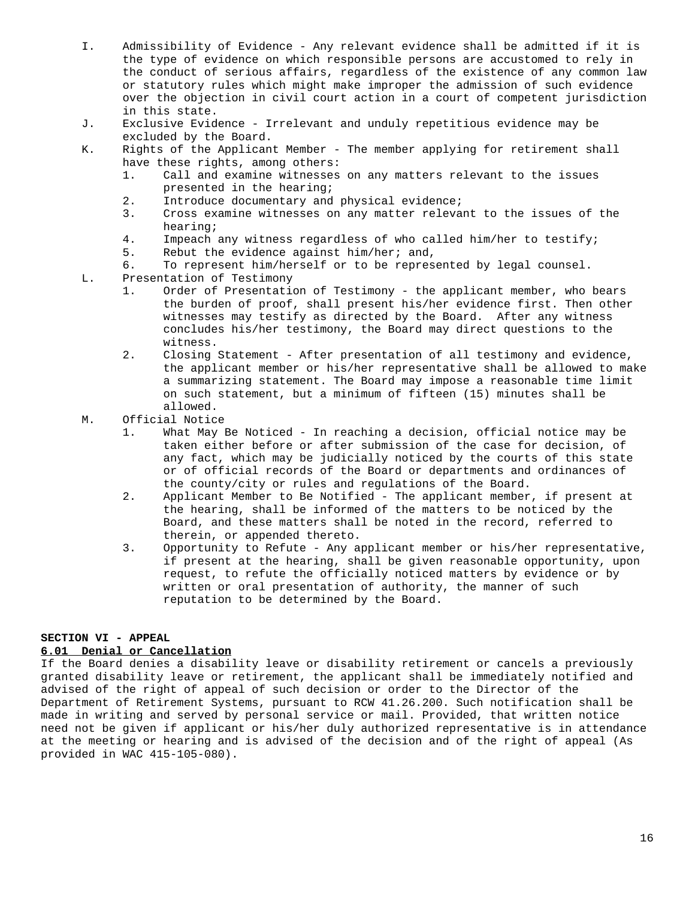I. Admissibility of Evidence - Any relevant evidence shall be admitted if it is the type of evidence on which responsible persons are accustomed to rely in the conduct of serious affairs, regardless of the existence of any common law or statutory rules which might make improper the admission of such evidence over the objection in civil court action in a court of competent jurisdiction in this state.

J. Exclusive Evidence - Irrelevant and unduly repetitious evidence may be excluded by the Board.

K. Rights of the Applicant Member - The member applying for retirement shall have these rights, among others:
   1. Call and examine witnesses on any matters relevant to the issues presented in the hearing;
   2. Introduce documentary and physical evidence;
   3. Cross examine witnesses on any matter relevant to the issues of the hearing;
   4. Impeach any witness regardless of who called him/her to testify;
   5. Rebut the evidence against him/her; and,
   6. To represent him/herself or to be represented by legal counsel.

L. Presentation of Testimony
   1. Order of Presentation of Testimony - the applicant member, who bears the burden of proof, shall present his/her evidence first. Then other witnesses may testify as directed by the Board. After any witness concludes his/her testimony, the Board may direct questions to the witness.
   2. Closing Statement - After presentation of all testimony and evidence, the applicant member or his/her representative shall be allowed to make a summarizing statement. The Board may impose a reasonable time limit on such statement, but a minimum of fifteen (15) minutes shall be allowed.

M. Official Notice
   1. What May Be Noticed - In reaching a decision, official notice may be taken either before or after submission of the case for decision, of any fact, which may be judicially noticed by the courts of this state or of official records of the Board or departments and ordinances of the county/city or rules and regulations of the Board.
   2. Applicant Member to Be Notified - The applicant member, if present at the hearing, shall be informed of the matters to be noticed by the Board, and these matters shall be noted in the record, referred to therein, or appended thereto.
   3. Opportunity to Refute - Any applicant member or his/her representative, if present at the hearing, shall be given reasonable opportunity, upon request, to refute the officially noticed matters by evidence or by written or oral presentation of authority, the manner of such reputation to be determined by the Board.

## SECTION VI - APPEAL

### 6.01 Denial or Cancellation

If the Board denies a disability leave or disability retirement or cancels a previously granted disability leave or retirement, the applicant shall be immediately notified and advised of the right of appeal of such decision or order to the Director of the Department of Retirement Systems, pursuant to RCW 41.26.200. Such notification shall be made in writing and served by personal service or mail. Provided, that written notice need not be given if applicant or his/her duly authorized representative is in attendance at the meeting or hearing and is advised of the decision and of the right of appeal (As provided in WAC 415-105-080).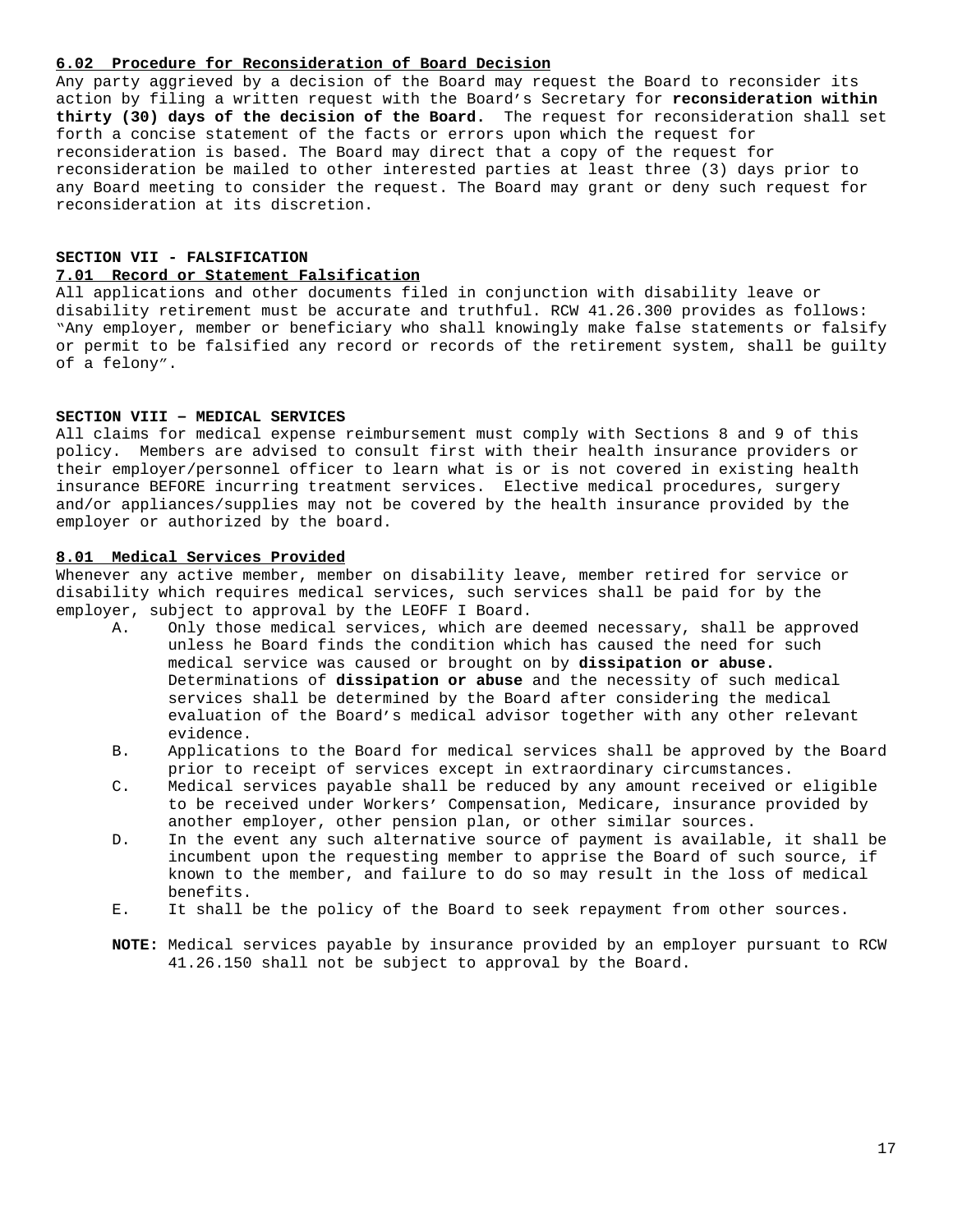**6.02 Procedure for Reconsideration of Board Decision**

Any party aggrieved by a decision of the Board may request the Board to reconsider its action by filing a written request with the Board's Secretary for **reconsideration within thirty (30) days of the decision of the Board.** The request for reconsideration shall set forth a concise statement of the facts or errors upon which the request for reconsideration is based. The Board may direct that a copy of the request for reconsideration be mailed to other interested parties at least three (3) days prior to any Board meeting to consider the request. The Board may grant or deny such request for reconsideration at its discretion.

## SECTION VII - FALSIFICATION

**7.01 Record or Statement Falsification**

All applications and other documents filed in conjunction with disability leave or disability retirement must be accurate and truthful. RCW 41.26.300 provides as follows: "Any employer, member or beneficiary who shall knowingly make false statements or falsify or permit to be falsified any record or records of the retirement system, shall be guilty of a felony".

## SECTION VIII – MEDICAL SERVICES

All claims for medical expense reimbursement must comply with Sections 8 and 9 of this policy. Members are advised to consult first with their health insurance providers or their employer/personnel officer to learn what is or is not covered in existing health insurance BEFORE incurring treatment services. Elective medical procedures, surgery and/or appliances/supplies may not be covered by the health insurance provided by the employer or authorized by the board.

**8.01 Medical Services Provided**

Whenever any active member, member on disability leave, member retired for service or disability which requires medical services, such services shall be paid for by the employer, subject to approval by the LEOFF I Board.

A. Only those medical services, which are deemed necessary, shall be approved unless he Board finds the condition which has caused the need for such medical service was caused or brought on by **dissipation or abuse.** Determinations of **dissipation or abuse** and the necessity of such medical services shall be determined by the Board after considering the medical evaluation of the Board's medical advisor together with any other relevant evidence.

B. Applications to the Board for medical services shall be approved by the Board prior to receipt of services except in extraordinary circumstances.

C. Medical services payable shall be reduced by any amount received or eligible to be received under Workers' Compensation, Medicare, insurance provided by another employer, other pension plan, or other similar sources.

D. In the event any such alternative source of payment is available, it shall be incumbent upon the requesting member to apprise the Board of such source, if known to the member, and failure to do so may result in the loss of medical benefits.

E. It shall be the policy of the Board to seek repayment from other sources.

**NOTE:** Medical services payable by insurance provided by an employer pursuant to RCW 41.26.150 shall not be subject to approval by the Board.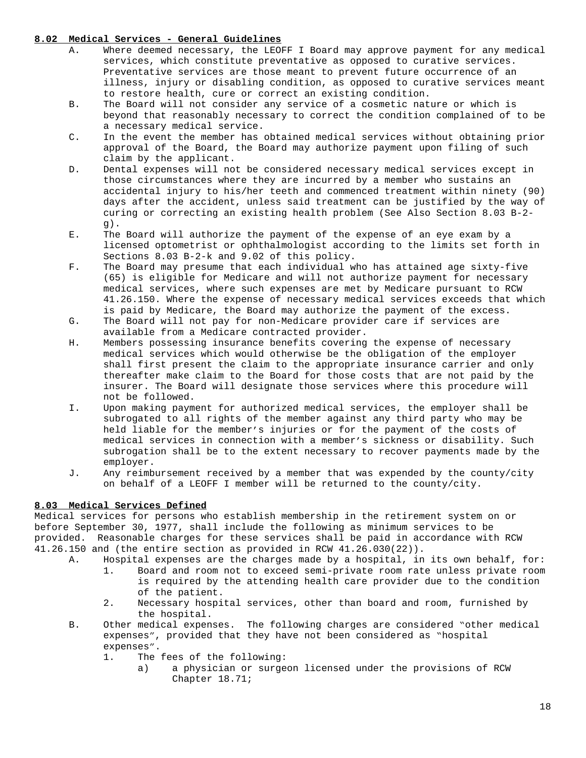**8.02 Medical Services - General Guidelines**

A. Where deemed necessary, the LEOFF I Board may approve payment for any medical services, which constitute preventative as opposed to curative services. Preventative services are those meant to prevent future occurrence of an illness, injury or disabling condition, as opposed to curative services meant to restore health, cure or correct an existing condition.

B. The Board will not consider any service of a cosmetic nature or which is beyond that reasonably necessary to correct the condition complained of to be a necessary medical service.

C. In the event the member has obtained medical services without obtaining prior approval of the Board, the Board may authorize payment upon filing of such claim by the applicant.

D. Dental expenses will not be considered necessary medical services except in those circumstances where they are incurred by a member who sustains an accidental injury to his/her teeth and commenced treatment within ninety (90) days after the accident, unless said treatment can be justified by the way of curing or correcting an existing health problem (See Also Section 8.03 B-2-g).

E. The Board will authorize the payment of the expense of an eye exam by a licensed optometrist or ophthalmologist according to the limits set forth in Sections 8.03 B-2-k and 9.02 of this policy.

F. The Board may presume that each individual who has attained age sixty-five (65) is eligible for Medicare and will not authorize payment for necessary medical services, where such expenses are met by Medicare pursuant to RCW 41.26.150. Where the expense of necessary medical services exceeds that which is paid by Medicare, the Board may authorize the payment of the excess.

G. The Board will not pay for non-Medicare provider care if services are available from a Medicare contracted provider.

H. Members possessing insurance benefits covering the expense of necessary medical services which would otherwise be the obligation of the employer shall first present the claim to the appropriate insurance carrier and only thereafter make claim to the Board for those costs that are not paid by the insurer. The Board will designate those services where this procedure will not be followed.

I. Upon making payment for authorized medical services, the employer shall be subrogated to all rights of the member against any third party who may be held liable for the member's injuries or for the payment of the costs of medical services in connection with a member's sickness or disability. Such subrogation shall be to the extent necessary to recover payments made by the employer.

J. Any reimbursement received by a member that was expended by the county/city on behalf of a LEOFF I member will be returned to the county/city.

**8.03 Medical Services Defined**

Medical services for persons who establish membership in the retirement system on or before September 30, 1977, shall include the following as minimum services to be provided. Reasonable charges for these services shall be paid in accordance with RCW 41.26.150 and (the entire section as provided in RCW 41.26.030(22)).

A. Hospital expenses are the charges made by a hospital, in its own behalf, for:
   1. Board and room not to exceed semi-private room rate unless private room is required by the attending health care provider due to the condition of the patient.
   2. Necessary hospital services, other than board and room, furnished by the hospital.

B. Other medical expenses. The following charges are considered "other medical expenses", provided that they have not been considered as "hospital expenses".
   1. The fees of the following:
      a) a physician or surgeon licensed under the provisions of RCW Chapter 18.71;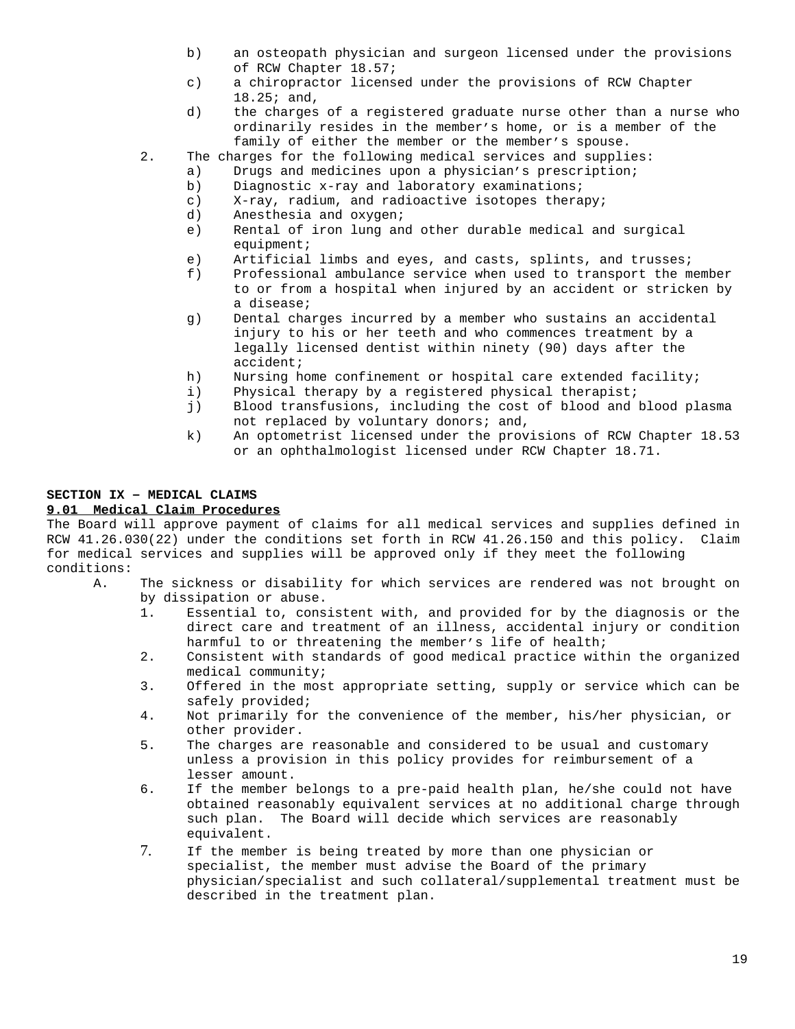b) an osteopath physician and surgeon licensed under the provisions of RCW Chapter 18.57;
c) a chiropractor licensed under the provisions of RCW Chapter 18.25; and,
d) the charges of a registered graduate nurse other than a nurse who ordinarily resides in the member's home, or is a member of the family of either the member or the member's spouse.

2. The charges for the following medical services and supplies:
   a) Drugs and medicines upon a physician's prescription;
   b) Diagnostic x-ray and laboratory examinations;
   c) X-ray, radium, and radioactive isotopes therapy;
   d) Anesthesia and oxygen;
   e) Rental of iron lung and other durable medical and surgical equipment;
   e) Artificial limbs and eyes, and casts, splints, and trusses;
   f) Professional ambulance service when used to transport the member to or from a hospital when injured by an accident or stricken by a disease;
   g) Dental charges incurred by a member who sustains an accidental injury to his or her teeth and who commences treatment by a legally licensed dentist within ninety (90) days after the accident;
   h) Nursing home confinement or hospital care extended facility;
   i) Physical therapy by a registered physical therapist;
   j) Blood transfusions, including the cost of blood and blood plasma not replaced by voluntary donors; and,
   k) An optometrist licensed under the provisions of RCW Chapter 18.53 or an ophthalmologist licensed under RCW Chapter 18.71.

**SECTION IX – MEDICAL CLAIMS**

**9.01 Medical Claim Procedures**

The Board will approve payment of claims for all medical services and supplies defined in RCW 41.26.030(22) under the conditions set forth in RCW 41.26.150 and this policy. Claim for medical services and supplies will be approved only if they meet the following conditions:

A. The sickness or disability for which services are rendered was not brought on by dissipation or abuse.
   1. Essential to, consistent with, and provided for by the diagnosis or the direct care and treatment of an illness, accidental injury or condition harmful to or threatening the member's life of health;
   2. Consistent with standards of good medical practice within the organized medical community;
   3. Offered in the most appropriate setting, supply or service which can be safely provided;
   4. Not primarily for the convenience of the member, his/her physician, or other provider.
   5. The charges are reasonable and considered to be usual and customary unless a provision in this policy provides for reimbursement of a lesser amount.
   6. If the member belongs to a pre-paid health plan, he/she could not have obtained reasonably equivalent services at no additional charge through such plan. The Board will decide which services are reasonably equivalent.
   7. If the member is being treated by more than one physician or specialist, the member must advise the Board of the primary physician/specialist and such collateral/supplemental treatment must be described in the treatment plan.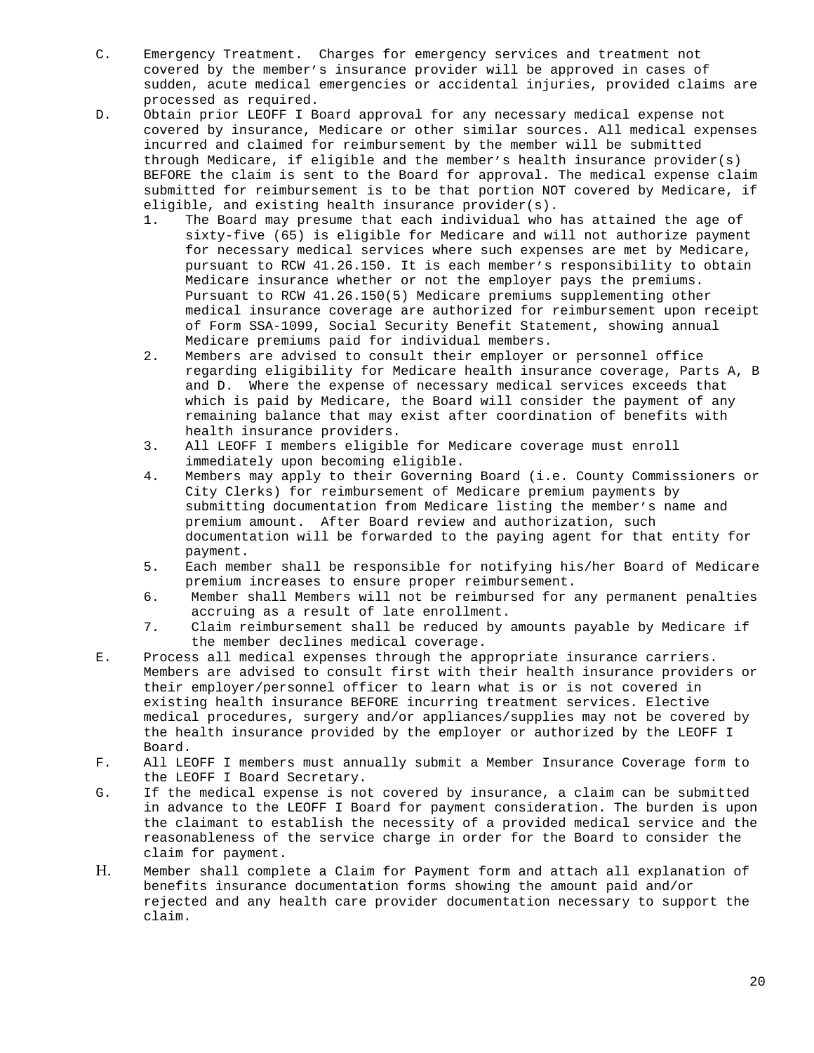C. Emergency Treatment. Charges for emergency services and treatment not covered by the member's insurance provider will be approved in cases of sudden, acute medical emergencies or accidental injuries, provided claims are processed as required.

D. Obtain prior LEOFF I Board approval for any necessary medical expense not covered by insurance, Medicare or other similar sources. All medical expenses incurred and claimed for reimbursement by the member will be submitted through Medicare, if eligible and the member's health insurance provider(s) BEFORE the claim is sent to the Board for approval. The medical expense claim submitted for reimbursement is to be that portion NOT covered by Medicare, if eligible, and existing health insurance provider(s).

   1. The Board may presume that each individual who has attained the age of sixty-five (65) is eligible for Medicare and will not authorize payment for necessary medical services where such expenses are met by Medicare, pursuant to RCW 41.26.150. It is each member's responsibility to obtain Medicare insurance whether or not the employer pays the premiums. Pursuant to RCW 41.26.150(5) Medicare premiums supplementing other medical insurance coverage are authorized for reimbursement upon receipt of Form SSA-1099, Social Security Benefit Statement, showing annual Medicare premiums paid for individual members.
   2. Members are advised to consult their employer or personnel office regarding eligibility for Medicare health insurance coverage, Parts A, B and D. Where the expense of necessary medical services exceeds that which is paid by Medicare, the Board will consider the payment of any remaining balance that may exist after coordination of benefits with health insurance providers.
   3. All LEOFF I members eligible for Medicare coverage must enroll immediately upon becoming eligible.
   4. Members may apply to their Governing Board (i.e. County Commissioners or City Clerks) for reimbursement of Medicare premium payments by submitting documentation from Medicare listing the member's name and premium amount. After Board review and authorization, such documentation will be forwarded to the paying agent for that entity for payment.
   5. Each member shall be responsible for notifying his/her Board of Medicare premium increases to ensure proper reimbursement.
   6. Member shall Members will not be reimbursed for any permanent penalties accruing as a result of late enrollment.
   7. Claim reimbursement shall be reduced by amounts payable by Medicare if the member declines medical coverage.

E. Process all medical expenses through the appropriate insurance carriers. Members are advised to consult first with their health insurance providers or their employer/personnel officer to learn what is or is not covered in existing health insurance BEFORE incurring treatment services. Elective medical procedures, surgery and/or appliances/supplies may not be covered by the health insurance provided by the employer or authorized by the LEOFF I Board.

F. All LEOFF I members must annually submit a Member Insurance Coverage form to the LEOFF I Board Secretary.

G. If the medical expense is not covered by insurance, a claim can be submitted in advance to the LEOFF I Board for payment consideration. The burden is upon the claimant to establish the necessity of a provided medical service and the reasonableness of the service charge in order for the Board to consider the claim for payment.

H. Member shall complete a Claim for Payment form and attach all explanation of benefits insurance documentation forms showing the amount paid and/or rejected and any health care provider documentation necessary to support the claim.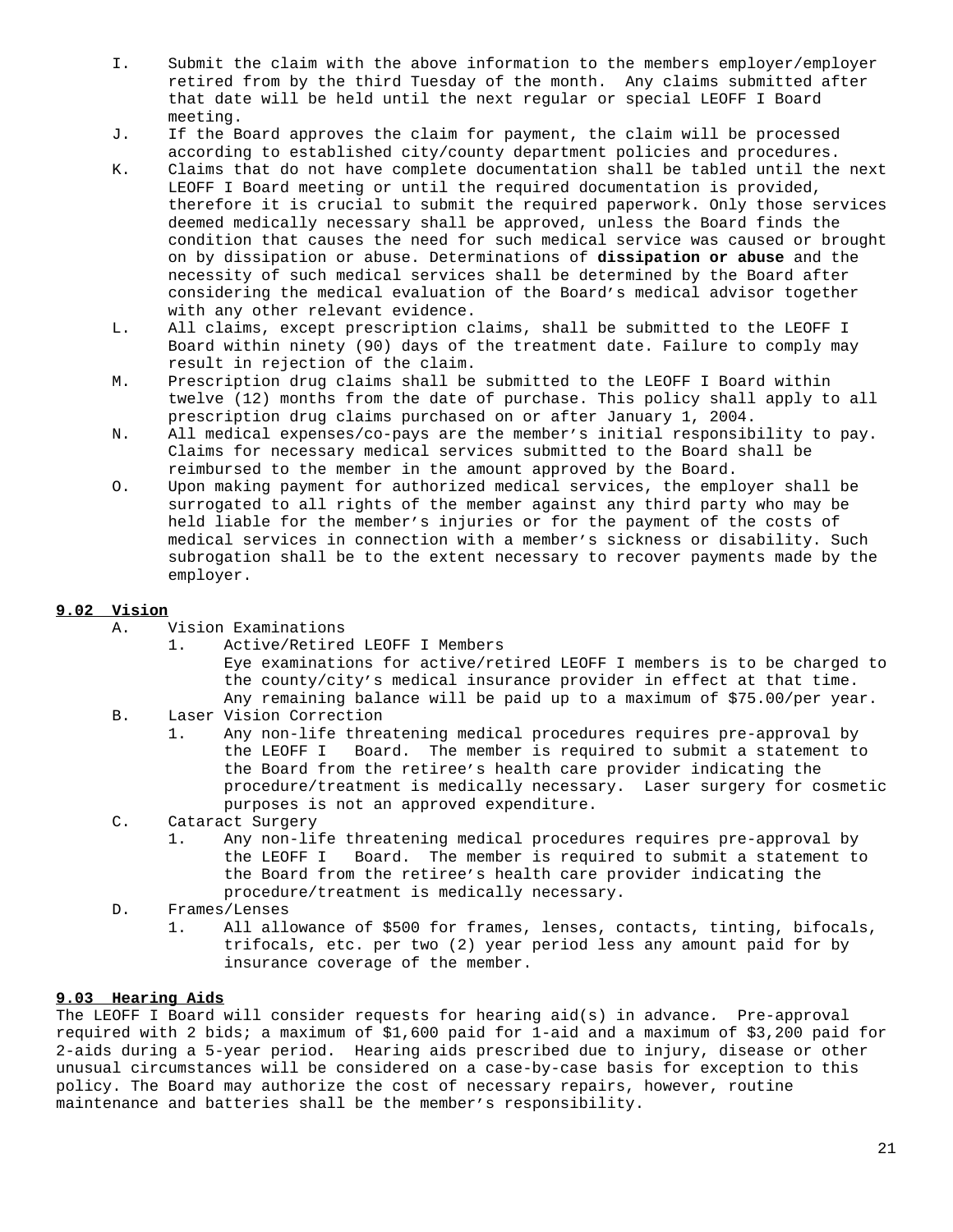I. Submit the claim with the above information to the members employer/employer retired from by the third Tuesday of the month. Any claims submitted after that date will be held until the next regular or special LEOFF I Board meeting.

J. If the Board approves the claim for payment, the claim will be processed according to established city/county department policies and procedures.

K. Claims that do not have complete documentation shall be tabled until the next LEOFF I Board meeting or until the required documentation is provided, therefore it is crucial to submit the required paperwork. Only those services deemed medically necessary shall be approved, unless the Board finds the condition that causes the need for such medical service was caused or brought on by dissipation or abuse. Determinations of **dissipation or abuse** and the necessity of such medical services shall be determined by the Board after considering the medical evaluation of the Board's medical advisor together with any other relevant evidence.

L. All claims, except prescription claims, shall be submitted to the LEOFF I Board within ninety (90) days of the treatment date. Failure to comply may result in rejection of the claim.

M. Prescription drug claims shall be submitted to the LEOFF I Board within twelve (12) months from the date of purchase. This policy shall apply to all prescription drug claims purchased on or after January 1, 2004.

N. All medical expenses/co-pays are the member's initial responsibility to pay. Claims for necessary medical services submitted to the Board shall be reimbursed to the member in the amount approved by the Board.

O. Upon making payment for authorized medical services, the employer shall be surrogated to all rights of the member against any third party who may be held liable for the member's injuries or for the payment of the costs of medical services in connection with a member's sickness or disability. Such subrogation shall be to the extent necessary to recover payments made by the employer.

## 9.02 Vision

A. Vision Examinations
   1. Active/Retired LEOFF I Members
      Eye examinations for active/retired LEOFF I members is to be charged to the county/city's medical insurance provider in effect at that time. Any remaining balance will be paid up to a maximum of $75.00/per year.

B. Laser Vision Correction
   1. Any non-life threatening medical procedures requires pre-approval by the LEOFF I Board. The member is required to submit a statement to the Board from the retiree's health care provider indicating the procedure/treatment is medically necessary. Laser surgery for cosmetic purposes is not an approved expenditure.

C. Cataract Surgery
   1. Any non-life threatening medical procedures requires pre-approval by the LEOFF I Board. The member is required to submit a statement to the Board from the retiree's health care provider indicating the procedure/treatment is medically necessary.

D. Frames/Lenses
   1. All allowance of $500 for frames, lenses, contacts, tinting, bifocals, trifocals, etc. per two (2) year period less any amount paid for by insurance coverage of the member.

## 9.03 Hearing Aids

The LEOFF I Board will consider requests for hearing aid(s) in advance. Pre-approval required with 2 bids; a maximum of $1,600 paid for 1-aid and a maximum of $3,200 paid for 2-aids during a 5-year period. Hearing aids prescribed due to injury, disease or other unusual circumstances will be considered on a case-by-case basis for exception to this policy. The Board may authorize the cost of necessary repairs, however, routine maintenance and batteries shall be the member's responsibility.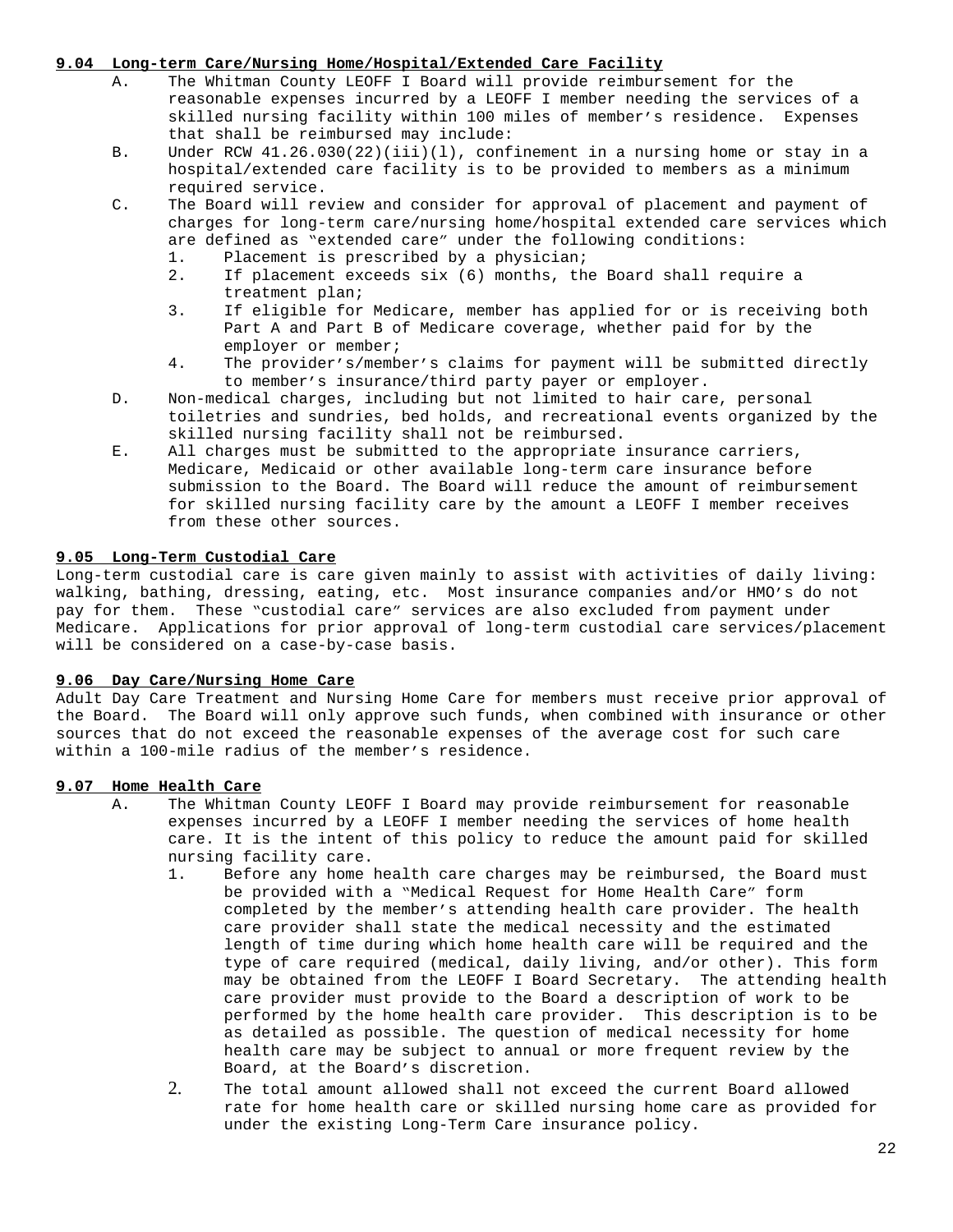### 9.04 Long-term Care/Nursing Home/Hospital/Extended Care Facility

A. The Whitman County LEOFF I Board will provide reimbursement for the reasonable expenses incurred by a LEOFF I member needing the services of a skilled nursing facility within 100 miles of member's residence. Expenses that shall be reimbursed may include:

B. Under RCW 41.26.030(22)(iii)(l), confinement in a nursing home or stay in a hospital/extended care facility is to be provided to members as a minimum required service.

C. The Board will review and consider for approval of placement and payment of charges for long-term care/nursing home/hospital extended care services which are defined as "extended care" under the following conditions:
   1. Placement is prescribed by a physician;
   2. If placement exceeds six (6) months, the Board shall require a treatment plan;
   3. If eligible for Medicare, member has applied for or is receiving both Part A and Part B of Medicare coverage, whether paid for by the employer or member;
   4. The provider's/member's claims for payment will be submitted directly to member's insurance/third party payer or employer.

D. Non-medical charges, including but not limited to hair care, personal toiletries and sundries, bed holds, and recreational events organized by the skilled nursing facility shall not be reimbursed.

E. All charges must be submitted to the appropriate insurance carriers, Medicare, Medicaid or other available long-term care insurance before submission to the Board. The Board will reduce the amount of reimbursement for skilled nursing facility care by the amount a LEOFF I member receives from these other sources.

### 9.05 Long-Term Custodial Care

Long-term custodial care is care given mainly to assist with activities of daily living: walking, bathing, dressing, eating, etc. Most insurance companies and/or HMO's do not pay for them. These "custodial care" services are also excluded from payment under Medicare. Applications for prior approval of long-term custodial care services/placement will be considered on a case-by-case basis.

### 9.06 Day Care/Nursing Home Care

Adult Day Care Treatment and Nursing Home Care for members must receive prior approval of the Board. The Board will only approve such funds, when combined with insurance or other sources that do not exceed the reasonable expenses of the average cost for such care within a 100-mile radius of the member's residence.

### 9.07 Home Health Care

A. The Whitman County LEOFF I Board may provide reimbursement for reasonable expenses incurred by a LEOFF I member needing the services of home health care. It is the intent of this policy to reduce the amount paid for skilled nursing facility care.
   1. Before any home health care charges may be reimbursed, the Board must be provided with a "Medical Request for Home Health Care" form completed by the member's attending health care provider. The health care provider shall state the medical necessity and the estimated length of time during which home health care will be required and the type of care required (medical, daily living, and/or other). This form may be obtained from the LEOFF I Board Secretary. The attending health care provider must provide to the Board a description of work to be performed by the home health care provider. This description is to be as detailed as possible. The question of medical necessity for home health care may be subject to annual or more frequent review by the Board, at the Board's discretion.
   2. The total amount allowed shall not exceed the current Board allowed rate for home health care or skilled nursing home care as provided for under the existing Long-Term Care insurance policy.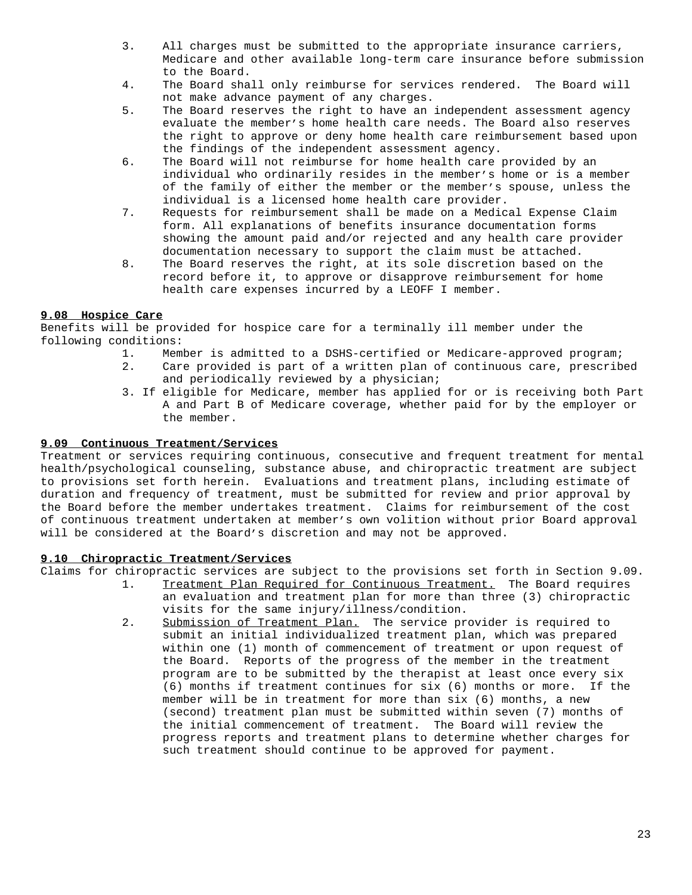3. All charges must be submitted to the appropriate insurance carriers, Medicare and other available long-term care insurance before submission to the Board.
4. The Board shall only reimburse for services rendered. The Board will not make advance payment of any charges.
5. The Board reserves the right to have an independent assessment agency evaluate the member's home health care needs. The Board also reserves the right to approve or deny home health care reimbursement based upon the findings of the independent assessment agency.
6. The Board will not reimburse for home health care provided by an individual who ordinarily resides in the member's home or is a member of the family of either the member or the member's spouse, unless the individual is a licensed home health care provider.
7. Requests for reimbursement shall be made on a Medical Expense Claim form. All explanations of benefits insurance documentation forms showing the amount paid and/or rejected and any health care provider documentation necessary to support the claim must be attached.
8. The Board reserves the right, at its sole discretion based on the record before it, to approve or disapprove reimbursement for home health care expenses incurred by a LEOFF I member.

### 9.08 Hospice Care

Benefits will be provided for hospice care for a terminally ill member under the following conditions:

1. Member is admitted to a DSHS-certified or Medicare-approved program;
2. Care provided is part of a written plan of continuous care, prescribed and periodically reviewed by a physician;
3. If eligible for Medicare, member has applied for or is receiving both Part A and Part B of Medicare coverage, whether paid for by the employer or the member.

### 9.09 Continuous Treatment/Services

Treatment or services requiring continuous, consecutive and frequent treatment for mental health/psychological counseling, substance abuse, and chiropractic treatment are subject to provisions set forth herein. Evaluations and treatment plans, including estimate of duration and frequency of treatment, must be submitted for review and prior approval by the Board before the member undertakes treatment. Claims for reimbursement of the cost of continuous treatment undertaken at member's own volition without prior Board approval will be considered at the Board's discretion and may not be approved.

### 9.10 Chiropractic Treatment/Services

Claims for chiropractic services are subject to the provisions set forth in Section 9.09.

1. Treatment Plan Required for Continuous Treatment. The Board requires an evaluation and treatment plan for more than three (3) chiropractic visits for the same injury/illness/condition.
2. Submission of Treatment Plan. The service provider is required to submit an initial individualized treatment plan, which was prepared within one (1) month of commencement of treatment or upon request of the Board. Reports of the progress of the member in the treatment program are to be submitted by the therapist at least once every six (6) months if treatment continues for six (6) months or more. If the member will be in treatment for more than six (6) months, a new (second) treatment plan must be submitted within seven (7) months of the initial commencement of treatment. The Board will review the progress reports and treatment plans to determine whether charges for such treatment should continue to be approved for payment.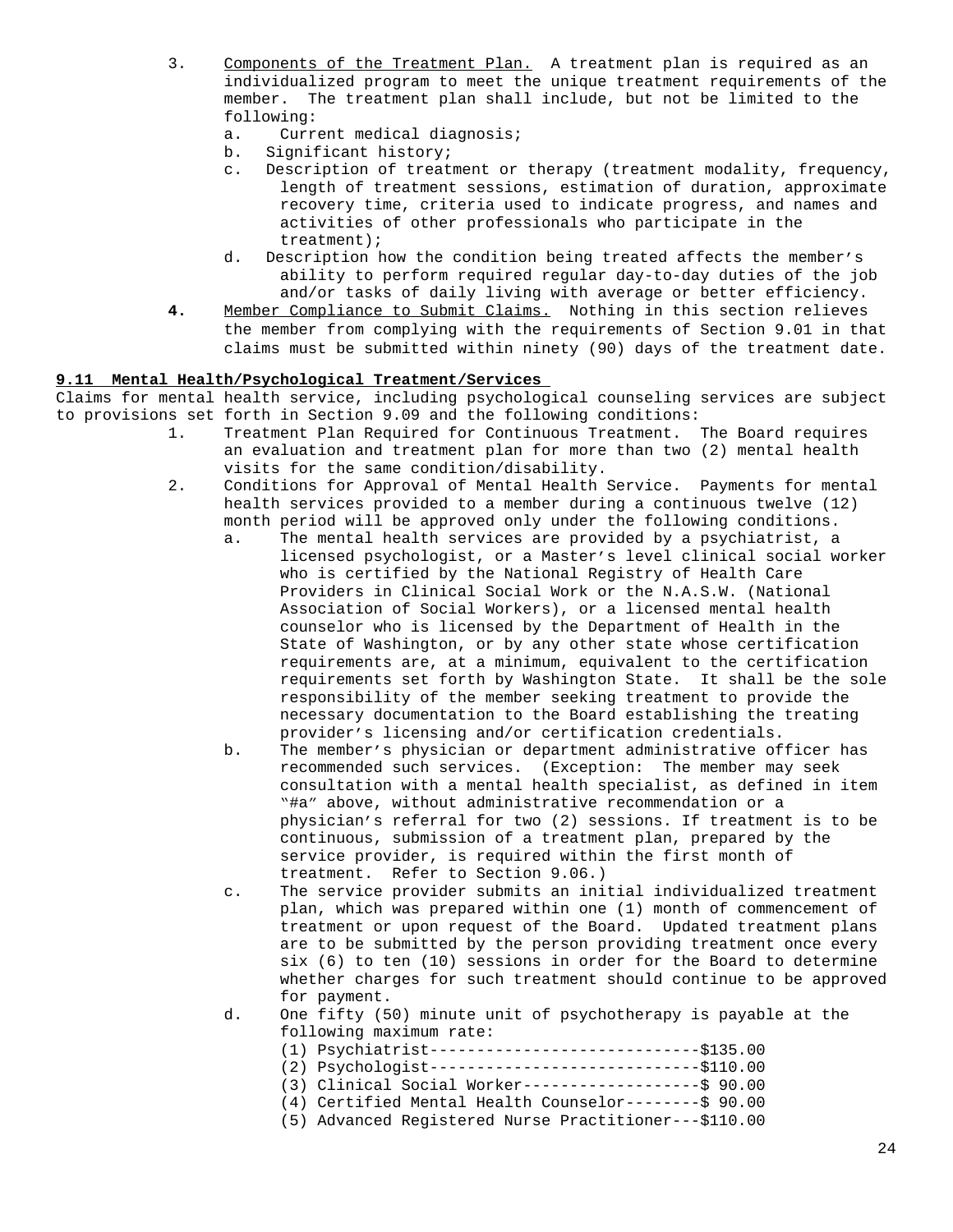3. Components of the Treatment Plan. A treatment plan is required as an individualized program to meet the unique treatment requirements of the member. The treatment plan shall include, but not be limited to the following:
   a. Current medical diagnosis;
   b. Significant history;
   c. Description of treatment or therapy (treatment modality, frequency, length of treatment sessions, estimation of duration, approximate recovery time, criteria used to indicate progress, and names and activities of other professionals who participate in the treatment);
   d. Description how the condition being treated affects the member's ability to perform required regular day-to-day duties of the job and/or tasks of daily living with average or better efficiency.
4. Member Compliance to Submit Claims. Nothing in this section relieves the member from complying with the requirements of Section 9.01 in that claims must be submitted within ninety (90) days of the treatment date.

**9.11 Mental Health/Psychological Treatment/Services**

Claims for mental health service, including psychological counseling services are subject to provisions set forth in Section 9.09 and the following conditions:

1. Treatment Plan Required for Continuous Treatment. The Board requires an evaluation and treatment plan for more than two (2) mental health visits for the same condition/disability.
2. Conditions for Approval of Mental Health Service. Payments for mental health services provided to a member during a continuous twelve (12) month period will be approved only under the following conditions.
   a. The mental health services are provided by a psychiatrist, a licensed psychologist, or a Master's level clinical social worker who is certified by the National Registry of Health Care Providers in Clinical Social Work or the N.A.S.W. (National Association of Social Workers), or a licensed mental health counselor who is licensed by the Department of Health in the State of Washington, or by any other state whose certification requirements are, at a minimum, equivalent to the certification requirements set forth by Washington State. It shall be the sole responsibility of the member seeking treatment to provide the necessary documentation to the Board establishing the treating provider's licensing and/or certification credentials.
   b. The member's physician or department administrative officer has recommended such services. (Exception: The member may seek consultation with a mental health specialist, as defined in item "#a" above, without administrative recommendation or a physician's referral for two (2) sessions. If treatment is to be continuous, submission of a treatment plan, prepared by the service provider, is required within the first month of treatment. Refer to Section 9.06.)
   c. The service provider submits an initial individualized treatment plan, which was prepared within one (1) month of commencement of treatment or upon request of the Board. Updated treatment plans are to be submitted by the person providing treatment once every six (6) to ten (10) sessions in order for the Board to determine whether charges for such treatment should continue to be approved for payment.
   d. One fifty (50) minute unit of psychotherapy is payable at the following maximum rate:
      (1) Psychiatrist-----------------------------$135.00
      (2) Psychologist-----------------------------$110.00
      (3) Clinical Social Worker-------------------$ 90.00
      (4) Certified Mental Health Counselor--------$ 90.00
      (5) Advanced Registered Nurse Practitioner---$110.00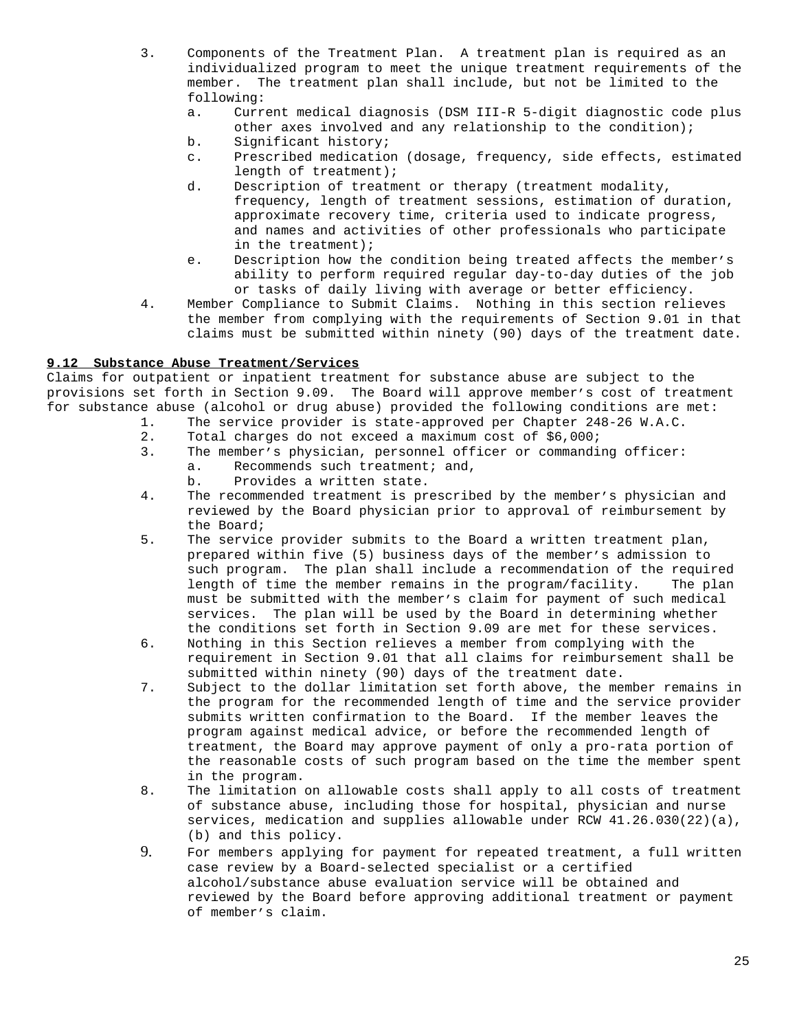3. Components of the Treatment Plan. A treatment plan is required as an individualized program to meet the unique treatment requirements of the member. The treatment plan shall include, but not be limited to the following:
   a. Current medical diagnosis (DSM III-R 5-digit diagnostic code plus other axes involved and any relationship to the condition);
   b. Significant history;
   c. Prescribed medication (dosage, frequency, side effects, estimated length of treatment);
   d. Description of treatment or therapy (treatment modality, frequency, length of treatment sessions, estimation of duration, approximate recovery time, criteria used to indicate progress, and names and activities of other professionals who participate in the treatment);
   e. Description how the condition being treated affects the member's ability to perform required regular day-to-day duties of the job or tasks of daily living with average or better efficiency.
4. Member Compliance to Submit Claims. Nothing in this section relieves the member from complying with the requirements of Section 9.01 in that claims must be submitted within ninety (90) days of the treatment date.

**9.12 Substance Abuse Treatment/Services**

Claims for outpatient or inpatient treatment for substance abuse are subject to the provisions set forth in Section 9.09. The Board will approve member's cost of treatment for substance abuse (alcohol or drug abuse) provided the following conditions are met:

1. The service provider is state-approved per Chapter 248-26 W.A.C.
2. Total charges do not exceed a maximum cost of $6,000;
3. The member's physician, personnel officer or commanding officer:
   a. Recommends such treatment; and,
   b. Provides a written state.
4. The recommended treatment is prescribed by the member's physician and reviewed by the Board physician prior to approval of reimbursement by the Board;
5. The service provider submits to the Board a written treatment plan, prepared within five (5) business days of the member's admission to such program. The plan shall include a recommendation of the required length of time the member remains in the program/facility. The plan must be submitted with the member's claim for payment of such medical services. The plan will be used by the Board in determining whether the conditions set forth in Section 9.09 are met for these services.
6. Nothing in this Section relieves a member from complying with the requirement in Section 9.01 that all claims for reimbursement shall be submitted within ninety (90) days of the treatment date.
7. Subject to the dollar limitation set forth above, the member remains in the program for the recommended length of time and the service provider submits written confirmation to the Board. If the member leaves the program against medical advice, or before the recommended length of treatment, the Board may approve payment of only a pro-rata portion of the reasonable costs of such program based on the time the member spent in the program.
8. The limitation on allowable costs shall apply to all costs of treatment of substance abuse, including those for hospital, physician and nurse services, medication and supplies allowable under RCW 41.26.030(22)(a), (b) and this policy.
9. For members applying for payment for repeated treatment, a full written case review by a Board-selected specialist or a certified alcohol/substance abuse evaluation service will be obtained and reviewed by the Board before approving additional treatment or payment of member's claim.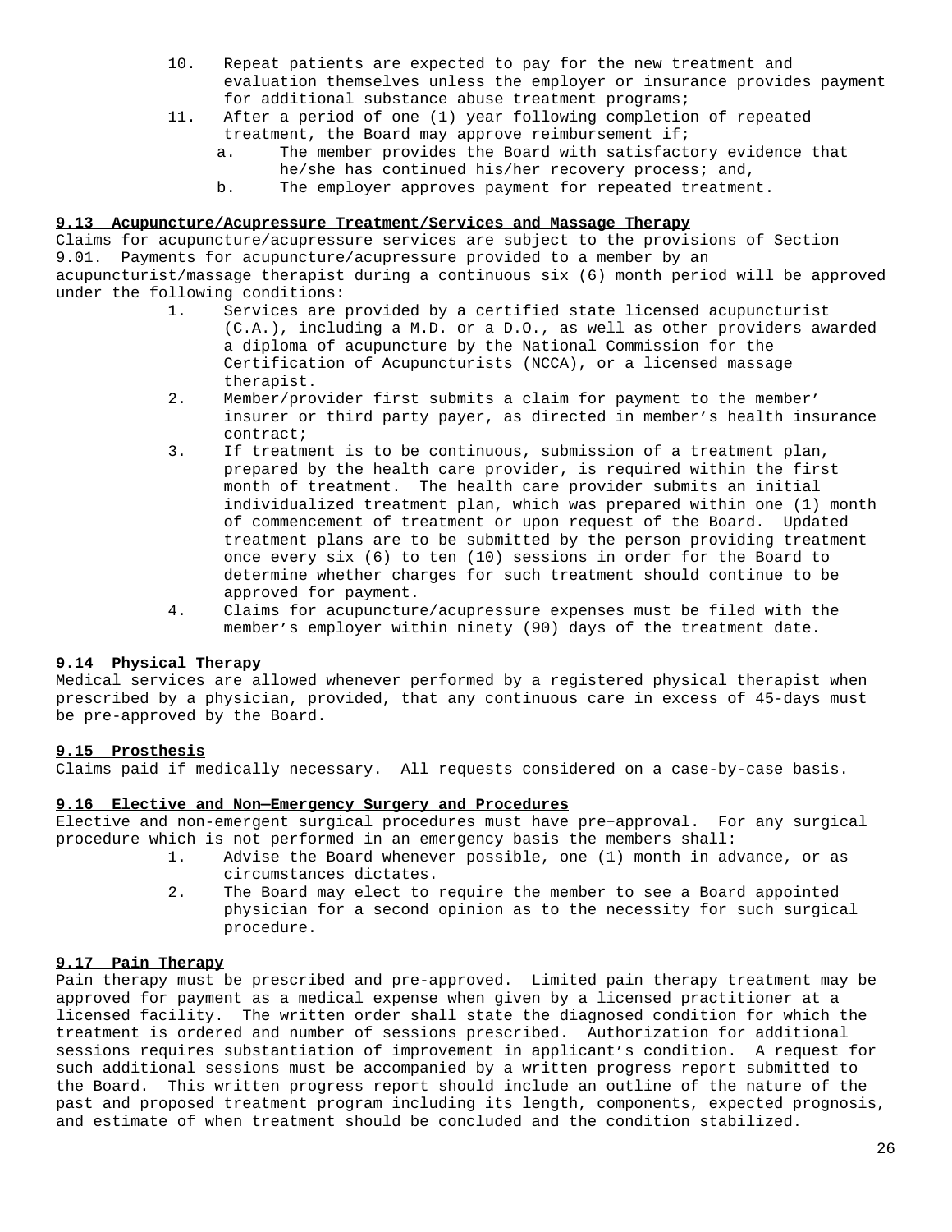10. Repeat patients are expected to pay for the new treatment and evaluation themselves unless the employer or insurance provides payment for additional substance abuse treatment programs;
11. After a period of one (1) year following completion of repeated treatment, the Board may approve reimbursement if;
    a. The member provides the Board with satisfactory evidence that he/she has continued his/her recovery process; and,
    b. The employer approves payment for repeated treatment.

**9.13 Acupuncture/Acupressure Treatment/Services and Massage Therapy**

Claims for acupuncture/acupressure services are subject to the provisions of Section 9.01. Payments for acupuncture/acupressure provided to a member by an acupuncturist/massage therapist during a continuous six (6) month period will be approved under the following conditions:

1. Services are provided by a certified state licensed acupuncturist (C.A.), including a M.D. or a D.O., as well as other providers awarded a diploma of acupuncture by the National Commission for the Certification of Acupuncturists (NCCA), or a licensed massage therapist.
2. Member/provider first submits a claim for payment to the member' insurer or third party payer, as directed in member's health insurance contract;
3. If treatment is to be continuous, submission of a treatment plan, prepared by the health care provider, is required within the first month of treatment. The health care provider submits an initial individualized treatment plan, which was prepared within one (1) month of commencement of treatment or upon request of the Board. Updated treatment plans are to be submitted by the person providing treatment once every six (6) to ten (10) sessions in order for the Board to determine whether charges for such treatment should continue to be approved for payment.
4. Claims for acupuncture/acupressure expenses must be filed with the member's employer within ninety (90) days of the treatment date.

**9.14 Physical Therapy**

Medical services are allowed whenever performed by a registered physical therapist when prescribed by a physician, provided, that any continuous care in excess of 45-days must be pre-approved by the Board.

**9.15 Prosthesis**

Claims paid if medically necessary. All requests considered on a case-by-case basis.

**9.16 Elective and Non—Emergency Surgery and Procedures**

Elective and non-emergent surgical procedures must have pre-approval. For any surgical procedure which is not performed in an emergency basis the members shall:

1. Advise the Board whenever possible, one (1) month in advance, or as circumstances dictates.
2. The Board may elect to require the member to see a Board appointed physician for a second opinion as to the necessity for such surgical procedure.

**9.17 Pain Therapy**

Pain therapy must be prescribed and pre-approved. Limited pain therapy treatment may be approved for payment as a medical expense when given by a licensed practitioner at a licensed facility. The written order shall state the diagnosed condition for which the treatment is ordered and number of sessions prescribed. Authorization for additional sessions requires substantiation of improvement in applicant's condition. A request for such additional sessions must be accompanied by a written progress report submitted to the Board. This written progress report should include an outline of the nature of the past and proposed treatment program including its length, components, expected prognosis, and estimate of when treatment should be concluded and the condition stabilized.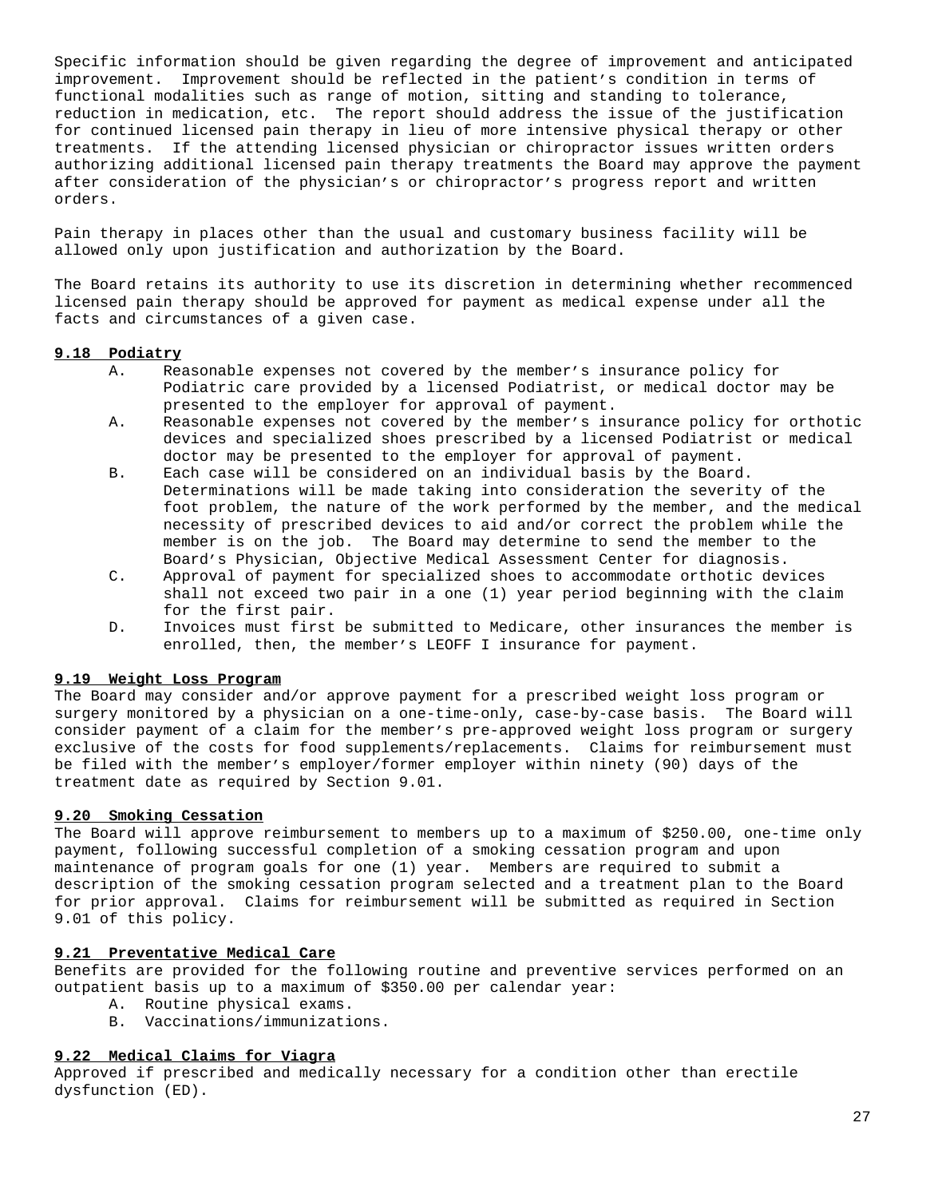Specific information should be given regarding the degree of improvement and anticipated improvement. Improvement should be reflected in the patient's condition in terms of functional modalities such as range of motion, sitting and standing to tolerance, reduction in medication, etc. The report should address the issue of the justification for continued licensed pain therapy in lieu of more intensive physical therapy or other treatments. If the attending licensed physician or chiropractor issues written orders authorizing additional licensed pain therapy treatments the Board may approve the payment after consideration of the physician's or chiropractor's progress report and written orders.

Pain therapy in places other than the usual and customary business facility will be allowed only upon justification and authorization by the Board.

The Board retains its authority to use its discretion in determining whether recommenced licensed pain therapy should be approved for payment as medical expense under all the facts and circumstances of a given case.

**9.18 Podiatry**

A. Reasonable expenses not covered by the member's insurance policy for Podiatric care provided by a licensed Podiatrist, or medical doctor may be presented to the employer for approval of payment.

A. Reasonable expenses not covered by the member's insurance policy for orthotic devices and specialized shoes prescribed by a licensed Podiatrist or medical doctor may be presented to the employer for approval of payment.

B. Each case will be considered on an individual basis by the Board. Determinations will be made taking into consideration the severity of the foot problem, the nature of the work performed by the member, and the medical necessity of prescribed devices to aid and/or correct the problem while the member is on the job. The Board may determine to send the member to the Board's Physician, Objective Medical Assessment Center for diagnosis.

C. Approval of payment for specialized shoes to accommodate orthotic devices shall not exceed two pair in a one (1) year period beginning with the claim for the first pair.

D. Invoices must first be submitted to Medicare, other insurances the member is enrolled, then, the member's LEOFF I insurance for payment.

**9.19 Weight Loss Program**

The Board may consider and/or approve payment for a prescribed weight loss program or surgery monitored by a physician on a one-time-only, case-by-case basis. The Board will consider payment of a claim for the member's pre-approved weight loss program or surgery exclusive of the costs for food supplements/replacements. Claims for reimbursement must be filed with the member's employer/former employer within ninety (90) days of the treatment date as required by Section 9.01.

**9.20 Smoking Cessation**

The Board will approve reimbursement to members up to a maximum of $250.00, one-time only payment, following successful completion of a smoking cessation program and upon maintenance of program goals for one (1) year. Members are required to submit a description of the smoking cessation program selected and a treatment plan to the Board for prior approval. Claims for reimbursement will be submitted as required in Section 9.01 of this policy.

**9.21 Preventative Medical Care**

Benefits are provided for the following routine and preventive services performed on an outpatient basis up to a maximum of $350.00 per calendar year:

A. Routine physical exams.
B. Vaccinations/immunizations.

**9.22 Medical Claims for Viagra**

Approved if prescribed and medically necessary for a condition other than erectile dysfunction (ED).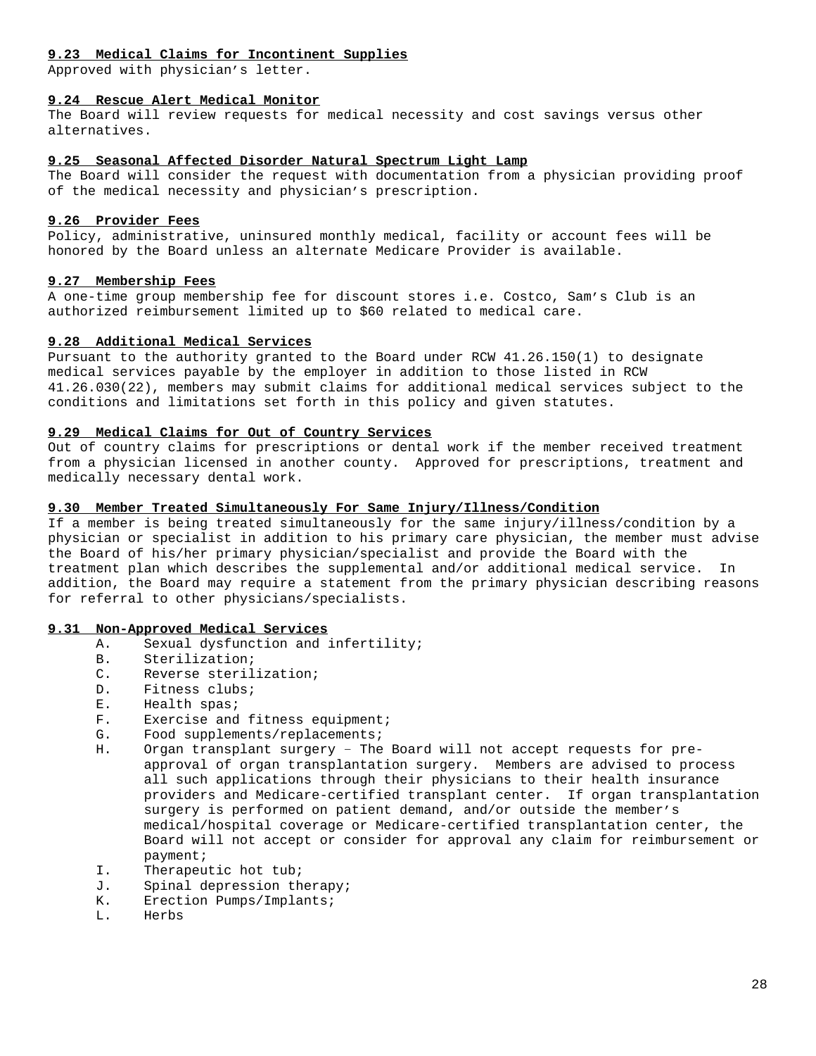#### 9.23 Medical Claims for Incontinent Supplies

Approved with physician's letter.

#### 9.24 Rescue Alert Medical Monitor

The Board will review requests for medical necessity and cost savings versus other alternatives.

#### 9.25 Seasonal Affected Disorder Natural Spectrum Light Lamp

The Board will consider the request with documentation from a physician providing proof of the medical necessity and physician's prescription.

#### 9.26 Provider Fees

Policy, administrative, uninsured monthly medical, facility or account fees will be honored by the Board unless an alternate Medicare Provider is available.

#### 9.27 Membership Fees

A one-time group membership fee for discount stores i.e. Costco, Sam's Club is an authorized reimbursement limited up to $60 related to medical care.

#### 9.28 Additional Medical Services

Pursuant to the authority granted to the Board under RCW 41.26.150(1) to designate medical services payable by the employer in addition to those listed in RCW 41.26.030(22), members may submit claims for additional medical services subject to the conditions and limitations set forth in this policy and given statutes.

#### 9.29 Medical Claims for Out of Country Services

Out of country claims for prescriptions or dental work if the member received treatment from a physician licensed in another county. Approved for prescriptions, treatment and medically necessary dental work.

#### 9.30 Member Treated Simultaneously For Same Injury/Illness/Condition

If a member is being treated simultaneously for the same injury/illness/condition by a physician or specialist in addition to his primary care physician, the member must advise the Board of his/her primary physician/specialist and provide the Board with the treatment plan which describes the supplemental and/or additional medical service. In addition, the Board may require a statement from the primary physician describing reasons for referral to other physicians/specialists.

#### 9.31 Non-Approved Medical Services

A. Sexual dysfunction and infertility;
B. Sterilization;
C. Reverse sterilization;
D. Fitness clubs;
E. Health spas;
F. Exercise and fitness equipment;
G. Food supplements/replacements;
H. Organ transplant surgery – The Board will not accept requests for pre-approval of organ transplantation surgery. Members are advised to process all such applications through their physicians to their health insurance providers and Medicare-certified transplant center. If organ transplantation surgery is performed on patient demand, and/or outside the member's medical/hospital coverage or Medicare-certified transplantation center, the Board will not accept or consider for approval any claim for reimbursement or payment;
I. Therapeutic hot tub;
J. Spinal depression therapy;
K. Erection Pumps/Implants;
L. Herbs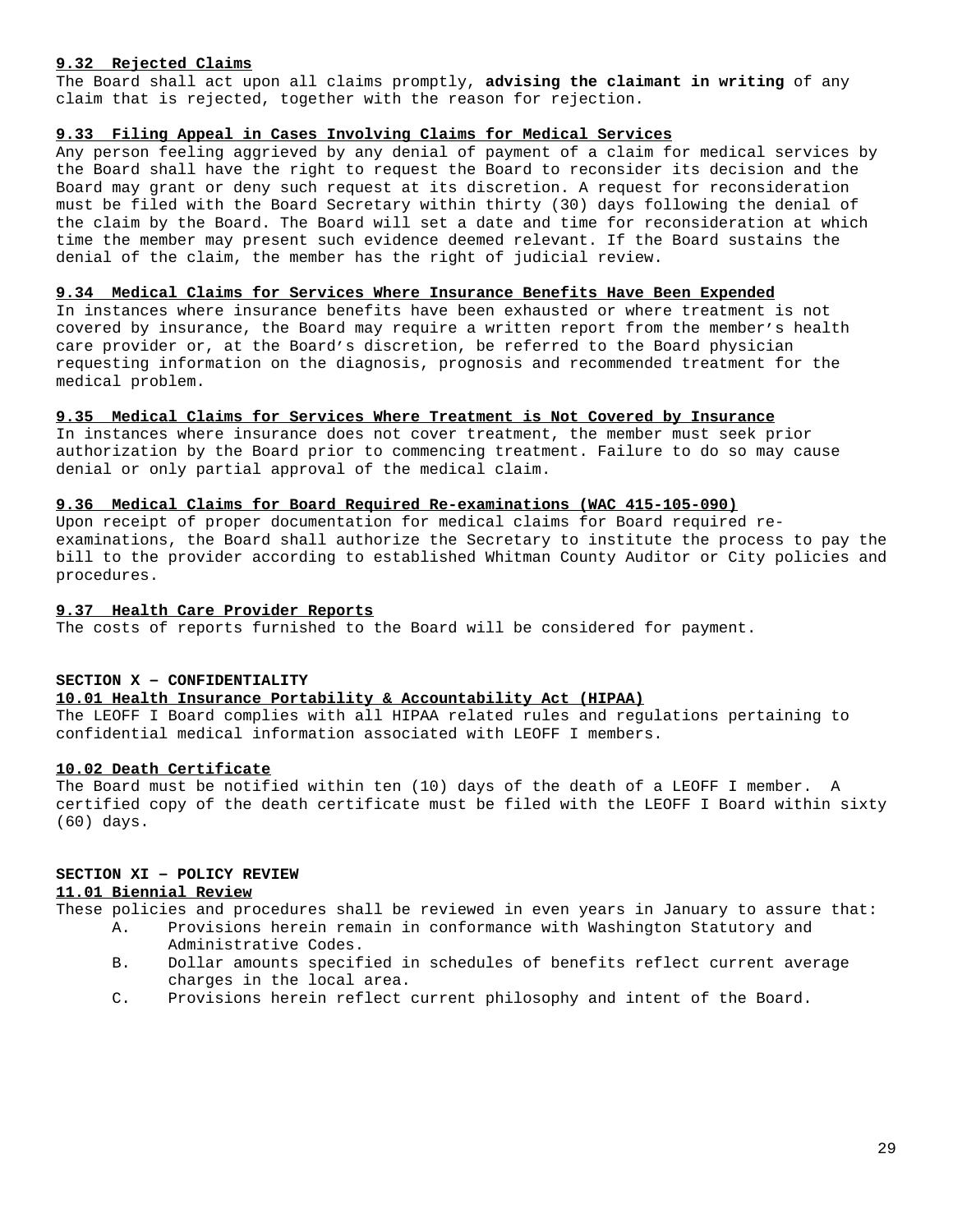**9.32 Rejected Claims**

The Board shall act upon all claims promptly, **advising the claimant in writing** of any claim that is rejected, together with the reason for rejection.

**9.33 Filing Appeal in Cases Involving Claims for Medical Services**

Any person feeling aggrieved by any denial of payment of a claim for medical services by the Board shall have the right to request the Board to reconsider its decision and the Board may grant or deny such request at its discretion. A request for reconsideration must be filed with the Board Secretary within thirty (30) days following the denial of the claim by the Board. The Board will set a date and time for reconsideration at which time the member may present such evidence deemed relevant. If the Board sustains the denial of the claim, the member has the right of judicial review.

**9.34 Medical Claims for Services Where Insurance Benefits Have Been Expended**

In instances where insurance benefits have been exhausted or where treatment is not covered by insurance, the Board may require a written report from the member's health care provider or, at the Board's discretion, be referred to the Board physician requesting information on the diagnosis, prognosis and recommended treatment for the medical problem.

**9.35 Medical Claims for Services Where Treatment is Not Covered by Insurance**

In instances where insurance does not cover treatment, the member must seek prior authorization by the Board prior to commencing treatment. Failure to do so may cause denial or only partial approval of the medical claim.

**9.36 Medical Claims for Board Required Re-examinations (WAC 415-105-090)**

Upon receipt of proper documentation for medical claims for Board required re-examinations, the Board shall authorize the Secretary to institute the process to pay the bill to the provider according to established Whitman County Auditor or City policies and procedures.

**9.37 Health Care Provider Reports**

The costs of reports furnished to the Board will be considered for payment.

## SECTION X – CONFIDENTIALITY

**10.01 Health Insurance Portability & Accountability Act (HIPAA)**

The LEOFF I Board complies with all HIPAA related rules and regulations pertaining to confidential medical information associated with LEOFF I members.

**10.02 Death Certificate**

The Board must be notified within ten (10) days of the death of a LEOFF I member. A certified copy of the death certificate must be filed with the LEOFF I Board within sixty (60) days.

## SECTION XI – POLICY REVIEW

**11.01 Biennial Review**

These policies and procedures shall be reviewed in even years in January to assure that:

- A. Provisions herein remain in conformance with Washington Statutory and Administrative Codes.
- B. Dollar amounts specified in schedules of benefits reflect current average charges in the local area.
- C. Provisions herein reflect current philosophy and intent of the Board.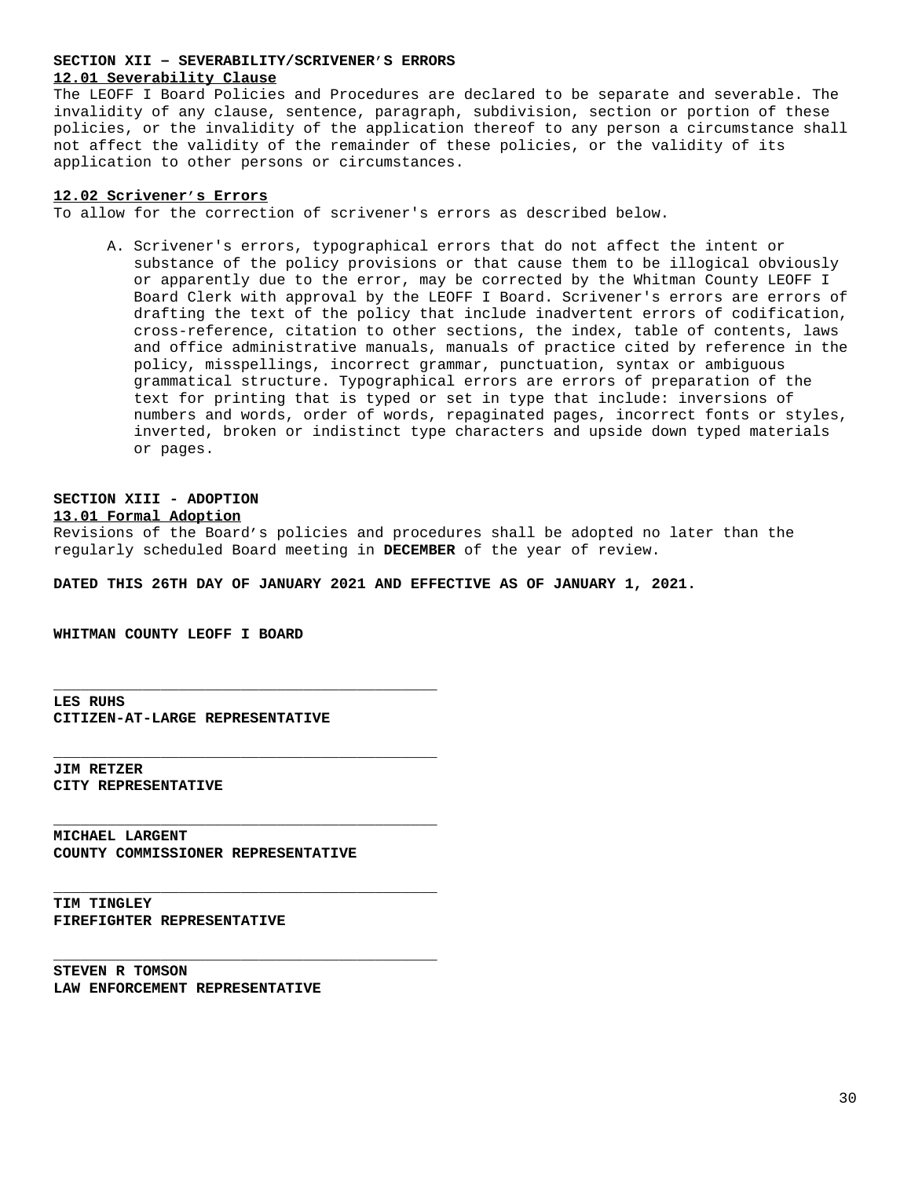**SECTION XII – SEVERABILITY/SCRIVENER’S ERRORS**

**12.01 Severability Clause**

The LEOFF I Board Policies and Procedures are declared to be separate and severable. The invalidity of any clause, sentence, paragraph, subdivision, section or portion of these policies, or the invalidity of the application thereof to any person a circumstance shall not affect the validity of the remainder of these policies, or the validity of its application to other persons or circumstances.

**12.02 Scrivener’s Errors**

To allow for the correction of scrivener's errors as described below.

A. Scrivener's errors, typographical errors that do not affect the intent or substance of the policy provisions or that cause them to be illogical obviously or apparently due to the error, may be corrected by the Whitman County LEOFF I Board Clerk with approval by the LEOFF I Board. Scrivener's errors are errors of drafting the text of the policy that include inadvertent errors of codification, cross-reference, citation to other sections, the index, table of contents, laws and office administrative manuals, manuals of practice cited by reference in the policy, misspellings, incorrect grammar, punctuation, syntax or ambiguous grammatical structure. Typographical errors are errors of preparation of the text for printing that is typed or set in type that include: inversions of numbers and words, order of words, repaginated pages, incorrect fonts or styles, inverted, broken or indistinct type characters and upside down typed materials or pages.

**SECTION XIII - ADOPTION**

**13.01 Formal Adoption**

Revisions of the Board’s policies and procedures shall be adopted no later than the regularly scheduled Board meeting in **DECEMBER** of the year of review.

**DATED THIS 26TH DAY OF JANUARY 2021 AND EFFECTIVE AS OF JANUARY 1, 2021.**

**WHITMAN COUNTY LEOFF I BOARD**

\_\_\_\_\_\_\_\_\_\_\_\_\_\_\_\_\_\_\_\_\_\_\_\_\_\_\_\_\_\_\_\_\_\_\_\_\_\_\_\_\_\_\_

**LES RUHS**
**CITIZEN-AT-LARGE REPRESENTATIVE**

\_\_\_\_\_\_\_\_\_\_\_\_\_\_\_\_\_\_\_\_\_\_\_\_\_\_\_\_\_\_\_\_\_\_\_\_\_\_\_\_\_\_\_

**JIM RETZER**
**CITY REPRESENTATIVE**

\_\_\_\_\_\_\_\_\_\_\_\_\_\_\_\_\_\_\_\_\_\_\_\_\_\_\_\_\_\_\_\_\_\_\_\_\_\_\_\_\_\_\_

**MICHAEL LARGENT**
**COUNTY COMMISSIONER REPRESENTATIVE**

\_\_\_\_\_\_\_\_\_\_\_\_\_\_\_\_\_\_\_\_\_\_\_\_\_\_\_\_\_\_\_\_\_\_\_\_\_\_\_\_\_\_\_

**TIM TINGLEY**
**FIREFIGHTER REPRESENTATIVE**

\_\_\_\_\_\_\_\_\_\_\_\_\_\_\_\_\_\_\_\_\_\_\_\_\_\_\_\_\_\_\_\_\_\_\_\_\_\_\_\_\_\_\_

**STEVEN R TOMSON**
**LAW ENFORCEMENT REPRESENTATIVE**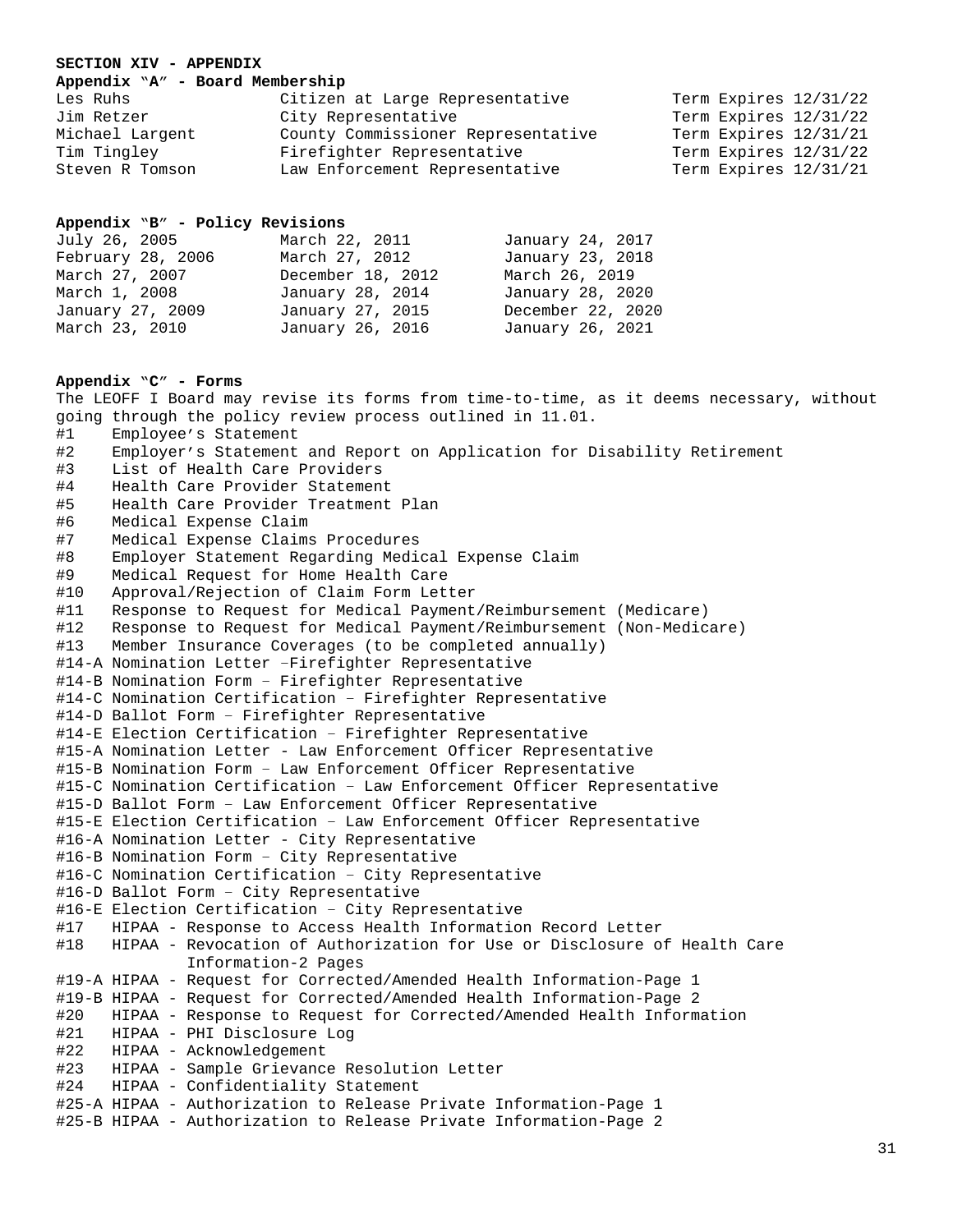**SECTION XIV - APPENDIX**

**Appendix "A" - Board Membership**

| | | |
|---|---|---|
| Les Ruhs | Citizen at Large Representative | Term Expires 12/31/22 |
| Jim Retzer | City Representative | Term Expires 12/31/22 |
| Michael Largent | County Commissioner Representative | Term Expires 12/31/21 |
| Tim Tingley | Firefighter Representative | Term Expires 12/31/22 |
| Steven R Tomson | Law Enforcement Representative | Term Expires 12/31/21 |

**Appendix "B" - Policy Revisions**

| | | |
|---|---|---|
| July 26, 2005 | March 22, 2011 | January 24, 2017 |
| February 28, 2006 | March 27, 2012 | January 23, 2018 |
| March 27, 2007 | December 18, 2012 | March 26, 2019 |
| March 1, 2008 | January 28, 2014 | January 28, 2020 |
| January 27, 2009 | January 27, 2015 | December 22, 2020 |
| March 23, 2010 | January 26, 2016 | January 26, 2021 |

**Appendix "C" - Forms**

The LEOFF I Board may revise its forms from time-to-time, as it deems necessary, without going through the policy review process outlined in 11.01.

#1 Employee's Statement
#2 Employer's Statement and Report on Application for Disability Retirement
#3 List of Health Care Providers
#4 Health Care Provider Statement
#5 Health Care Provider Treatment Plan
#6 Medical Expense Claim
#7 Medical Expense Claims Procedures
#8 Employer Statement Regarding Medical Expense Claim
#9 Medical Request for Home Health Care
#10 Approval/Rejection of Claim Form Letter
#11 Response to Request for Medical Payment/Reimbursement (Medicare)
#12 Response to Request for Medical Payment/Reimbursement (Non-Medicare)
#13 Member Insurance Coverages (to be completed annually)
#14-A Nomination Letter –Firefighter Representative
#14-B Nomination Form – Firefighter Representative
#14-C Nomination Certification – Firefighter Representative
#14-D Ballot Form – Firefighter Representative
#14-E Election Certification – Firefighter Representative
#15-A Nomination Letter - Law Enforcement Officer Representative
#15-B Nomination Form – Law Enforcement Officer Representative
#15-C Nomination Certification – Law Enforcement Officer Representative
#15-D Ballot Form – Law Enforcement Officer Representative
#15-E Election Certification – Law Enforcement Officer Representative
#16-A Nomination Letter - City Representative
#16-B Nomination Form – City Representative
#16-C Nomination Certification – City Representative
#16-D Ballot Form – City Representative
#16-E Election Certification – City Representative
#17 HIPAA - Response to Access Health Information Record Letter
#18 HIPAA - Revocation of Authorization for Use or Disclosure of Health Care Information-2 Pages
#19-A HIPAA - Request for Corrected/Amended Health Information-Page 1
#19-B HIPAA - Request for Corrected/Amended Health Information-Page 2
#20 HIPAA - Response to Request for Corrected/Amended Health Information
#21 HIPAA - PHI Disclosure Log
#22 HIPAA - Acknowledgement
#23 HIPAA - Sample Grievance Resolution Letter
#24 HIPAA - Confidentiality Statement
#25-A HIPAA - Authorization to Release Private Information-Page 1
#25-B HIPAA - Authorization to Release Private Information-Page 2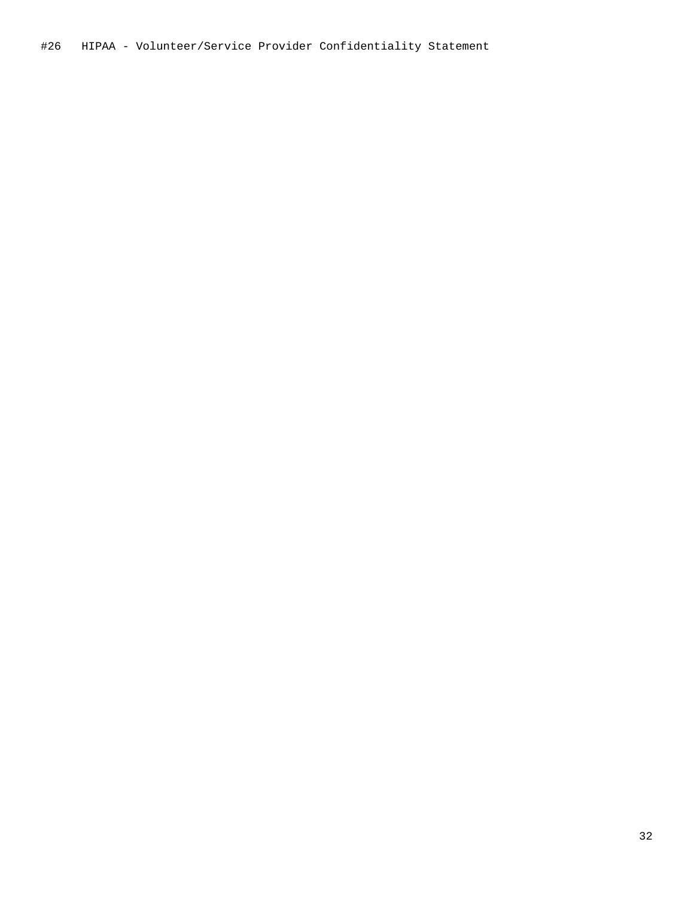#26 HIPAA - Volunteer/Service Provider Confidentiality Statement